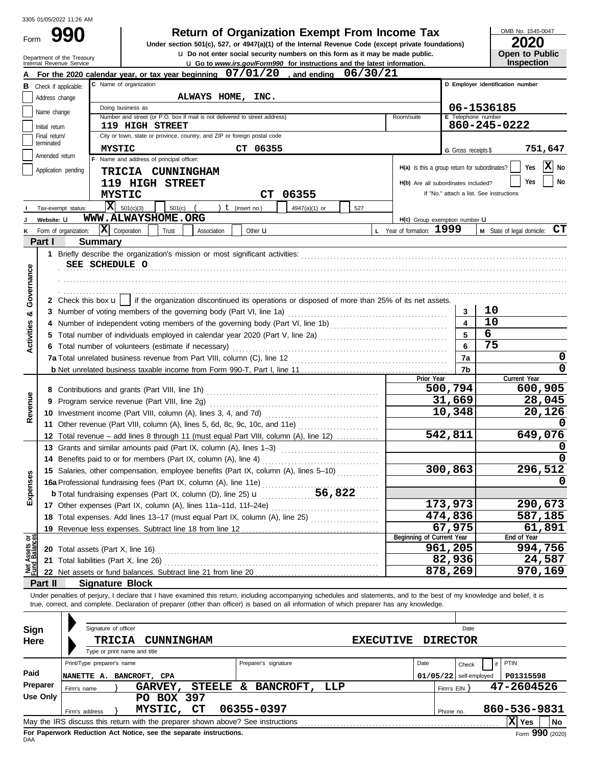3305 01/05/2022 11:26 AM

# Form 990 — Return of Organization Exempt From Income Tax

**Under section 501(c), 527, or 4947(a)(1) of the Internal Revenue Code (except private foundations)**

u Do not enter social security numbers on this form as it may be made public.

u Go to www.irs.gov/Form990 for instructions and the latest information.

Department of the Treasury
Internal Revenue Service

OMB No. 1545-0047

**2020**

**Open to Public Inspection**

**A** For the 2020 calendar year, or tax year beginning 07/01/20, and ending 06/30/21

**B** Check if applicable:
- [ ] Address change
- [ ] Name change
- [ ] Initial return
- [ ] Final return/terminated
- [ ] Amended return
- [ ] Application pending

**C** Name of organization: ALWAYS HOME, INC.

Doing business as:

Number and street (or P.O. box if mail is not delivered to street address): 119 HIGH STREET — Room/suite:

City or town, state or province, country, and ZIP or foreign postal code: MYSTIC CT 06355

**D** Employer identification number: 06-1536185

**E** Telephone number: 860-245-0222

**G** Gross receipts $ 751,647

**F** Name and address of principal officer:
TRICIA CUNNINGHAM
119 HIGH STREET
MYSTIC CT 06355

**H(a)** Is this a group return for subordinates? [ ] Yes [X] No

**H(b)** Are all subordinates included? [ ] Yes [ ] No
If "No," attach a list. See instructions

**I** Tax-exempt status: [X] 501(c)(3) [ ] 501(c) ( ) t (insert no.) [ ] 4947(a)(1) or [ ] 527

**J** Website: u WWW.ALWAYSHOME.ORG

**H(c)** Group exemption number u

**K** Form of organization: [X] Corporation [ ] Trust [ ] Association [ ] Other u

**L** Year of formation: 1999

**M** State of legal domicile: CT

## Part I — Summary

**Activities & Governance**

1 Briefly describe the organization's mission or most significant activities:
SEE SCHEDULE O

2 Check this box u [ ] if the organization discontinued its operations or disposed of more than 25% of its net assets.

| | | |
|---|---|---|
| 3 Number of voting members of the governing body (Part VI, line 1a) | 3 | 10 |
| 4 Number of independent voting members of the governing body (Part VI, line 1b) | 4 | 10 |
| 5 Total number of individuals employed in calendar year 2020 (Part V, line 2a) | 5 | 6 |
| 6 Total number of volunteers (estimate if necessary) | 6 | 75 |
| 7a Total unrelated business revenue from Part VIII, column (C), line 12 | 7a | 0 |
| b Net unrelated business taxable income from Form 990-T, Part I, line 11 | 7b | 0 |

| | Prior Year | Current Year |
|---|---|---|
| **Revenue** | | |
| 8 Contributions and grants (Part VIII, line 1h) | 500,794 | 600,905 |
| 9 Program service revenue (Part VIII, line 2g) | 31,669 | 28,045 |
| 10 Investment income (Part VIII, column (A), lines 3, 4, and 7d) | 10,348 | 20,126 |
| 11 Other revenue (Part VIII, column (A), lines 5, 6d, 8c, 9c, 10c, and 11e) | | 0 |
| 12 Total revenue – add lines 8 through 11 (must equal Part VIII, column (A), line 12) | 542,811 | 649,076 |
| **Expenses** | | |
| 13 Grants and similar amounts paid (Part IX, column (A), lines 1–3) | | 0 |
| 14 Benefits paid to or for members (Part IX, column (A), line 4) | | 0 |
| 15 Salaries, other compensation, employee benefits (Part IX, column (A), lines 5–10) | 300,863 | 296,512 |
| 16a Professional fundraising fees (Part IX, column (A), line 11e) | | 0 |
| b Total fundraising expenses (Part IX, column (D), line 25) u 56,822 | | |
| 17 Other expenses (Part IX, column (A), lines 11a–11d, 11f–24e) | 173,973 | 290,673 |
| 18 Total expenses. Add lines 13–17 (must equal Part IX, column (A), line 25) | 474,836 | 587,185 |
| 19 Revenue less expenses. Subtract line 18 from line 12 | 67,975 | 61,891 |

| **Net Assets or Fund Balances** | Beginning of Current Year | End of Year |
|---|---|---|
| 20 Total assets (Part X, line 16) | 961,205 | 994,756 |
| 21 Total liabilities (Part X, line 26) | 82,936 | 24,587 |
| 22 Net assets or fund balances. Subtract line 21 from line 20 | 878,269 | 970,169 |

## Part II — Signature Block

Under penalties of perjury, I declare that I have examined this return, including accompanying schedules and statements, and to the best of my knowledge and belief, it is true, correct, and complete. Declaration of preparer (other than officer) is based on all information of which preparer has any knowledge.

**Sign Here**

Signature of officer — Date

TRICIA CUNNINGHAM — EXECUTIVE DIRECTOR
Type or print name and title

**Paid Preparer Use Only**

| Print/Type preparer's name | Preparer's signature | Date | Check [ ] if self-employed | PTIN |
|---|---|---|---|---|
| NANETTE A. BANCROFT, CPA | | 01/05/22 | | P01315598 |

Firm's name } GARVEY, STEELE & BANCROFT, LLP — Firm's EIN } 47-2604526

Firm's address } PO BOX 397, MYSTIC, CT 06355-0397 — Phone no. 860-536-9831

May the IRS discuss this return with the preparer shown above? See instructions [X] Yes [ ] No

**For Paperwork Reduction Act Notice, see the separate instructions.**

DAA — Form 990 (2020)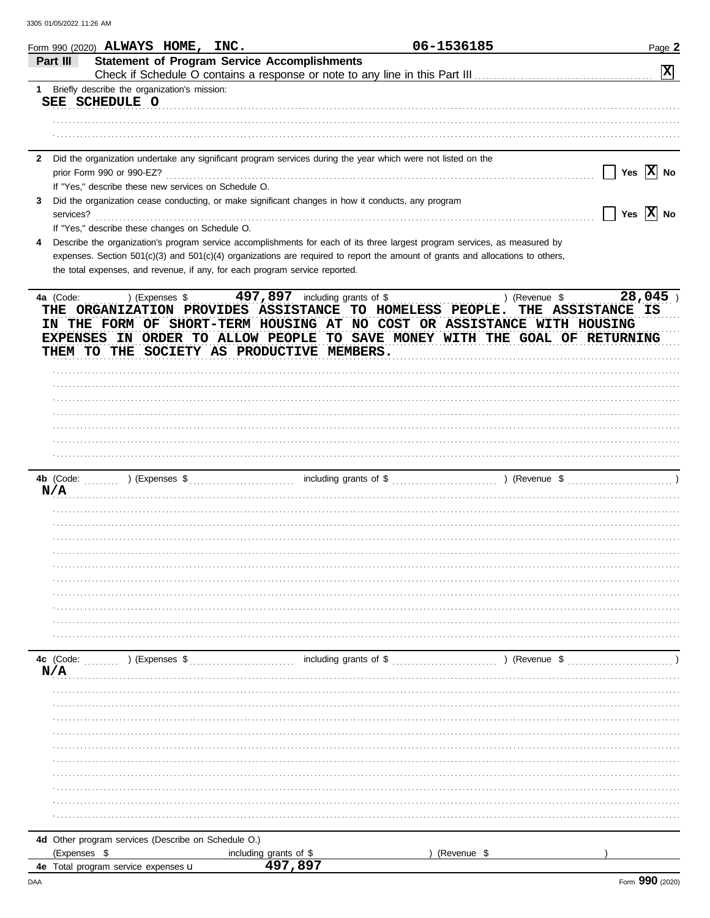Form 990 (2020) **ALWAYS HOME, INC.** **06-1536185** Page **2**

## Part III Statement of Program Service Accomplishments

Check if Schedule O contains a response or note to any line in this Part III ..... **[X]**

**1** Briefly describe the organization's mission:

SEE SCHEDULE O

**2** Did the organization undertake any significant program services during the year which were not listed on the prior Form 990 or 990-EZ? ..... [ ] Yes [X] No

If "Yes," describe these new services on Schedule O.

**3** Did the organization cease conducting, or make significant changes in how it conducts, any program services? ..... [ ] Yes [X] No

If "Yes," describe these changes on Schedule O.

**4** Describe the organization's program service accomplishments for each of its three largest program services, as measured by expenses. Section 501(c)(3) and 501(c)(4) organizations are required to report the amount of grants and allocations to others, the total expenses, and revenue, if any, for each program service reported.

**4a** (Code: ) (Expenses $ 497,897 including grants of $ ) (Revenue $ 28,045 )

THE ORGANIZATION PROVIDES ASSISTANCE TO HOMELESS PEOPLE. THE ASSISTANCE IS IN THE FORM OF SHORT-TERM HOUSING AT NO COST OR ASSISTANCE WITH HOUSING EXPENSES IN ORDER TO ALLOW PEOPLE TO SAVE MONEY WITH THE GOAL OF RETURNING THEM TO THE SOCIETY AS PRODUCTIVE MEMBERS.

**4b** (Code: ) (Expenses $ including grants of $ ) (Revenue $ )

N/A

**4c** (Code: ) (Expenses $ including grants of $ ) (Revenue $ )

N/A

**4d** Other program services (Describe on Schedule O.)

(Expenses $ including grants of $ ) (Revenue $ )

**4e** Total program service expenses ▶ 497,897

Form **990** (2020)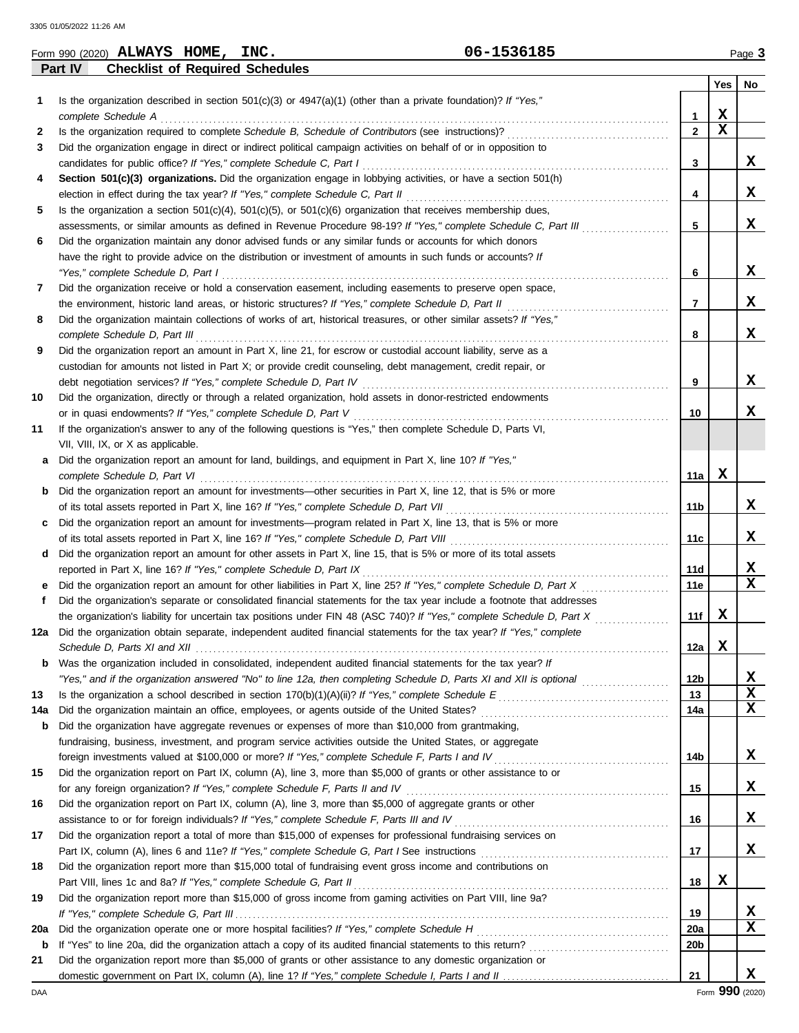Form 990 (2020) **ALWAYS HOME, INC.** **06-1536185** Page **3**

## Part IV Checklist of Required Schedules

| | | | Yes | No |
|---|---|---|---|---|
| **1** | Is the organization described in section 501(c)(3) or 4947(a)(1) (other than a private foundation)? *If "Yes," complete Schedule A* | 1 | X | |
| **2** | Is the organization required to complete *Schedule B, Schedule of Contributors* (see instructions)? | 2 | X | |
| **3** | Did the organization engage in direct or indirect political campaign activities on behalf of or in opposition to candidates for public office? *If "Yes," complete Schedule C, Part I* | 3 | | X |
| **4** | **Section 501(c)(3) organizations.** Did the organization engage in lobbying activities, or have a section 501(h) election in effect during the tax year? *If "Yes," complete Schedule C, Part II* | 4 | | X |
| **5** | Is the organization a section 501(c)(4), 501(c)(5), or 501(c)(6) organization that receives membership dues, assessments, or similar amounts as defined in Revenue Procedure 98-19? *If "Yes," complete Schedule C, Part III* | 5 | | X |
| **6** | Did the organization maintain any donor advised funds or any similar funds or accounts for which donors have the right to provide advice on the distribution or investment of amounts in such funds or accounts? *If "Yes," complete Schedule D, Part I* | 6 | | X |
| **7** | Did the organization receive or hold a conservation easement, including easements to preserve open space, the environment, historic land areas, or historic structures? *If "Yes," complete Schedule D, Part II* | 7 | | X |
| **8** | Did the organization maintain collections of works of art, historical treasures, or other similar assets? *If "Yes," complete Schedule D, Part III* | 8 | | X |
| **9** | Did the organization report an amount in Part X, line 21, for escrow or custodial account liability, serve as a custodian for amounts not listed in Part X; or provide credit counseling, debt management, credit repair, or debt negotiation services? *If "Yes," complete Schedule D, Part IV* | 9 | | X |
| **10** | Did the organization, directly or through a related organization, hold assets in donor-restricted endowments or in quasi endowments? *If "Yes," complete Schedule D, Part V* | 10 | | X |
| **11** | If the organization's answer to any of the following questions is "Yes," then complete Schedule D, Parts VI, VII, VIII, IX, or X as applicable. | | | |
| **a** | Did the organization report an amount for land, buildings, and equipment in Part X, line 10? *If "Yes," complete Schedule D, Part VI* | 11a | X | |
| **b** | Did the organization report an amount for investments—other securities in Part X, line 12, that is 5% or more of its total assets reported in Part X, line 16? *If "Yes," complete Schedule D, Part VII* | 11b | | X |
| **c** | Did the organization report an amount for investments—program related in Part X, line 13, that is 5% or more of its total assets reported in Part X, line 16? *If "Yes," complete Schedule D, Part VIII* | 11c | | X |
| **d** | Did the organization report an amount for other assets in Part X, line 15, that is 5% or more of its total assets reported in Part X, line 16? *If "Yes," complete Schedule D, Part IX* | 11d | | X |
| **e** | Did the organization report an amount for other liabilities in Part X, line 25? *If "Yes," complete Schedule D, Part X* | 11e | | X |
| **f** | Did the organization's separate or consolidated financial statements for the tax year include a footnote that addresses the organization's liability for uncertain tax positions under FIN 48 (ASC 740)? *If "Yes," complete Schedule D, Part X* | 11f | X | |
| **12a** | Did the organization obtain separate, independent audited financial statements for the tax year? *If "Yes," complete Schedule D, Parts XI and XII* | 12a | X | |
| **b** | Was the organization included in consolidated, independent audited financial statements for the tax year? *If "Yes," and if the organization answered "No" to line 12a, then completing Schedule D, Parts XI and XII is optional* | 12b | | X |
| **13** | Is the organization a school described in section 170(b)(1)(A)(ii)? *If "Yes," complete Schedule E* | 13 | | X |
| **14a** | Did the organization maintain an office, employees, or agents outside of the United States? | 14a | | X |
| **b** | Did the organization have aggregate revenues or expenses of more than $10,000 from grantmaking, fundraising, business, investment, and program service activities outside the United States, or aggregate foreign investments valued at $100,000 or more? *If "Yes," complete Schedule F, Parts I and IV* | 14b | | X |
| **15** | Did the organization report on Part IX, column (A), line 3, more than $5,000 of grants or other assistance to or for any foreign organization? *If "Yes," complete Schedule F, Parts II and IV* | 15 | | X |
| **16** | Did the organization report on Part IX, column (A), line 3, more than $5,000 of aggregate grants or other assistance to or for foreign individuals? *If "Yes," complete Schedule F, Parts III and IV* | 16 | | X |
| **17** | Did the organization report a total of more than $15,000 of expenses for professional fundraising services on Part IX, column (A), lines 6 and 11e? *If "Yes," complete Schedule G, Part I* See instructions | 17 | | X |
| **18** | Did the organization report more than $15,000 total of fundraising event gross income and contributions on Part VIII, lines 1c and 8a? *If "Yes," complete Schedule G, Part II* | 18 | X | |
| **19** | Did the organization report more than $15,000 of gross income from gaming activities on Part VIII, line 9a? *If "Yes," complete Schedule G, Part III* | 19 | | X |
| **20a** | Did the organization operate one or more hospital facilities? *If "Yes," complete Schedule H* | 20a | | X |
| **b** | If "Yes" to line 20a, did the organization attach a copy of its audited financial statements to this return? | 20b | | |
| **21** | Did the organization report more than $5,000 of grants or other assistance to any domestic organization or domestic government on Part IX, column (A), line 1? *If "Yes," complete Schedule I, Parts I and II* | 21 | | X |

Form **990** (2020)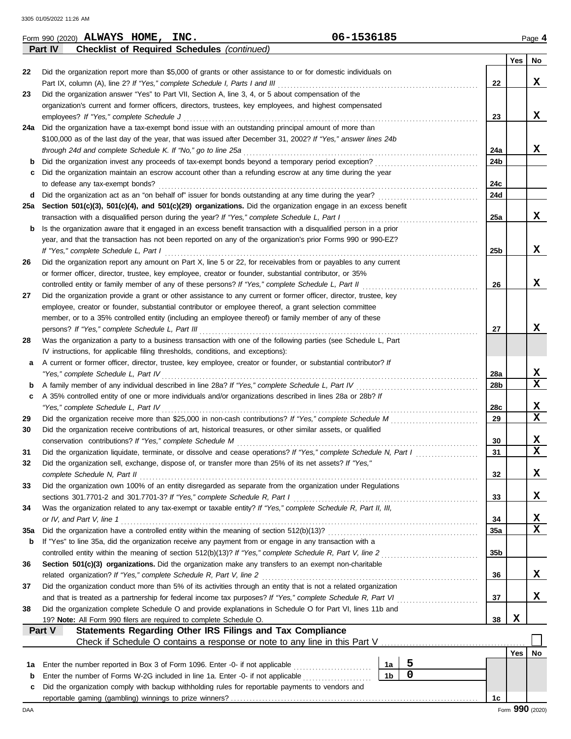Form 990 (2020) **ALWAYS HOME, INC.** **06-1536185** Page 4

**Part IV Checklist of Required Schedules** *(continued)*

| | | | Yes | No |
|---|---|---|---|---|
| 22 | Did the organization report more than $5,000 of grants or other assistance to or for domestic individuals on Part IX, column (A), line 2? *If "Yes," complete Schedule I, Parts I and III* | 22 | | X |
| 23 | Did the organization answer "Yes" to Part VII, Section A, line 3, 4, or 5 about compensation of the organization's current and former officers, directors, trustees, key employees, and highest compensated employees? *If "Yes," complete Schedule J* | 23 | | X |
| 24a | Did the organization have a tax-exempt bond issue with an outstanding principal amount of more than $100,000 as of the last day of the year, that was issued after December 31, 2002? *If "Yes," answer lines 24b through 24d and complete Schedule K. If "No," go to line 25a* | 24a | | X |
| b | Did the organization invest any proceeds of tax-exempt bonds beyond a temporary period exception? | 24b | | |
| c | Did the organization maintain an escrow account other than a refunding escrow at any time during the year to defease any tax-exempt bonds? | 24c | | |
| d | Did the organization act as an "on behalf of" issuer for bonds outstanding at any time during the year? | 24d | | |
| 25a | **Section 501(c)(3), 501(c)(4), and 501(c)(29) organizations.** Did the organization engage in an excess benefit transaction with a disqualified person during the year? *If "Yes," complete Schedule L, Part I* | 25a | | X |
| b | Is the organization aware that it engaged in an excess benefit transaction with a disqualified person in a prior year, and that the transaction has not been reported on any of the organization's prior Forms 990 or 990-EZ? *If "Yes," complete Schedule L, Part I* | 25b | | X |
| 26 | Did the organization report any amount on Part X, line 5 or 22, for receivables from or payables to any current or former officer, director, trustee, key employee, creator or founder, substantial contributor, or 35% controlled entity or family member of any of these persons? *If "Yes," complete Schedule L, Part II* | 26 | | X |
| 27 | Did the organization provide a grant or other assistance to any current or former officer, director, trustee, key employee, creator or founder, substantial contributor or employee thereof, a grant selection committee member, or to a 35% controlled entity (including an employee thereof) or family member of any of these persons? *If "Yes," complete Schedule L, Part III* | 27 | | X |
| 28 | Was the organization a party to a business transaction with one of the following parties (see Schedule L, Part IV instructions, for applicable filing thresholds, conditions, and exceptions): | | | |
| a | A current or former officer, director, trustee, key employee, creator or founder, or substantial contributor? *If "Yes," complete Schedule L, Part IV* | 28a | | X |
| b | A family member of any individual described in line 28a? *If "Yes," complete Schedule L, Part IV* | 28b | | X |
| c | A 35% controlled entity of one or more individuals and/or organizations described in lines 28a or 28b? *If "Yes," complete Schedule L, Part IV* | 28c | | X |
| 29 | Did the organization receive more than $25,000 in non-cash contributions? *If "Yes," complete Schedule M* | 29 | | X |
| 30 | Did the organization receive contributions of art, historical treasures, or other similar assets, or qualified conservation contributions? *If "Yes," complete Schedule M* | 30 | | X |
| 31 | Did the organization liquidate, terminate, or dissolve and cease operations? *If "Yes," complete Schedule N, Part I* | 31 | | X |
| 32 | Did the organization sell, exchange, dispose of, or transfer more than 25% of its net assets? *If "Yes," complete Schedule N, Part II* | 32 | | X |
| 33 | Did the organization own 100% of an entity disregarded as separate from the organization under Regulations sections 301.7701-2 and 301.7701-3? *If "Yes," complete Schedule R, Part I* | 33 | | X |
| 34 | Was the organization related to any tax-exempt or taxable entity? *If "Yes," complete Schedule R, Part II, III, or IV, and Part V, line 1* | 34 | | X |
| 35a | Did the organization have a controlled entity within the meaning of section 512(b)(13)? | 35a | | X |
| b | If "Yes" to line 35a, did the organization receive any payment from or engage in any transaction with a controlled entity within the meaning of section 512(b)(13)? *If "Yes," complete Schedule R, Part V, line 2* | 35b | | |
| 36 | **Section 501(c)(3) organizations.** Did the organization make any transfers to an exempt non-charitable related organization? *If "Yes," complete Schedule R, Part V, line 2* | 36 | | X |
| 37 | Did the organization conduct more than 5% of its activities through an entity that is not a related organization and that is treated as a partnership for federal income tax purposes? *If "Yes," complete Schedule R, Part VI* | 37 | | X |
| 38 | Did the organization complete Schedule O and provide explanations in Schedule O for Part VI, lines 11b and 19? **Note:** All Form 990 filers are required to complete Schedule O. | 38 | X | |

**Part V Statements Regarding Other IRS Filings and Tax Compliance**

Check if Schedule O contains a response or note to any line in this Part V ☐

| | | | | | Yes | No |
|---|---|---|---|---|---|---|
| 1a | Enter the number reported in Box 3 of Form 1096. Enter -0- if not applicable | 1a | 5 | | | |
| b | Enter the number of Forms W-2G included in line 1a. Enter -0- if not applicable | 1b | 0 | | | |
| c | Did the organization comply with backup withholding rules for reportable payments to vendors and reportable gaming (gambling) winnings to prize winners? | | | 1c | | |

Form **990** (2020)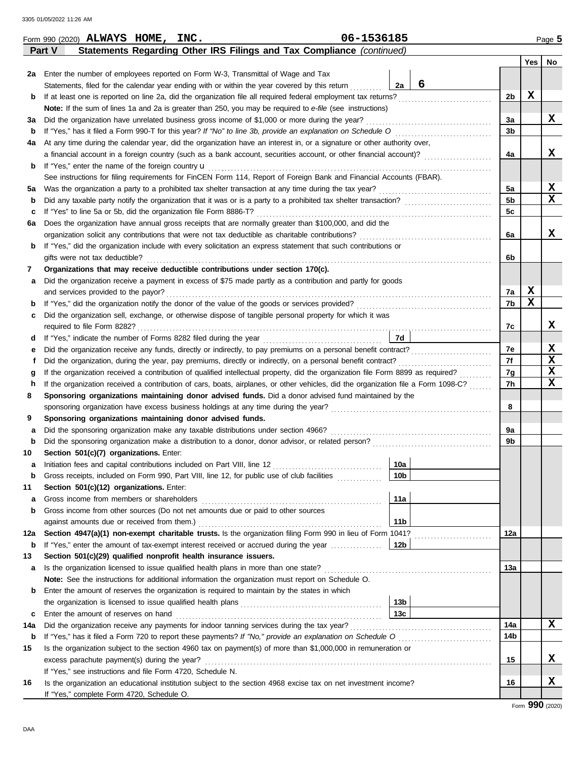Form 990 (2020) **ALWAYS HOME, INC.** **06-1536185** Page **5**

## Part V Statements Regarding Other IRS Filings and Tax Compliance *(continued)*

| | | | | Yes | No |
|---|---|---|---|---|---|
| **2a** | Enter the number of employees reported on Form W-3, Transmittal of Wage and Tax Statements, filed for the calendar year ending with or within the year covered by this return | 2a 6 | | | |
| **b** | If at least one is reported on line 2a, did the organization file all required federal employment tax returns? | | 2b | X | |
| | **Note:** If the sum of lines 1a and 2a is greater than 250, you may be required to *e-file* (see instructions) | | | | |
| **3a** | Did the organization have unrelated business gross income of $1,000 or more during the year? | | 3a | | X |
| **b** | If "Yes," has it filed a Form 990-T for this year? *If "No" to line 3b, provide an explanation on Schedule O* | | 3b | | |
| **4a** | At any time during the calendar year, did the organization have an interest in, or a signature or other authority over, a financial account in a foreign country (such as a bank account, securities account, or other financial account)? | | 4a | | X |
| **b** | If "Yes," enter the name of the foreign country u | | | | |
| | See instructions for filing requirements for FinCEN Form 114, Report of Foreign Bank and Financial Accounts (FBAR). | | | | |
| **5a** | Was the organization a party to a prohibited tax shelter transaction at any time during the tax year? | | 5a | | X |
| **b** | Did any taxable party notify the organization that it was or is a party to a prohibited tax shelter transaction? | | 5b | | X |
| **c** | If "Yes" to line 5a or 5b, did the organization file Form 8886-T? | | 5c | | |
| **6a** | Does the organization have annual gross receipts that are normally greater than $100,000, and did the organization solicit any contributions that were not tax deductible as charitable contributions? | | 6a | | X |
| **b** | If "Yes," did the organization include with every solicitation an express statement that such contributions or gifts were not tax deductible? | | 6b | | |
| **7** | **Organizations that may receive deductible contributions under section 170(c).** | | | | |
| **a** | Did the organization receive a payment in excess of $75 made partly as a contribution and partly for goods and services provided to the payor? | | 7a | X | |
| **b** | If "Yes," did the organization notify the donor of the value of the goods or services provided? | | 7b | X | |
| **c** | Did the organization sell, exchange, or otherwise dispose of tangible personal property for which it was required to file Form 8282? | | 7c | | X |
| **d** | If "Yes," indicate the number of Forms 8282 filed during the year | 7d | | | |
| **e** | Did the organization receive any funds, directly or indirectly, to pay premiums on a personal benefit contract? | | 7e | | X |
| **f** | Did the organization, during the year, pay premiums, directly or indirectly, on a personal benefit contract? | | 7f | | X |
| **g** | If the organization received a contribution of qualified intellectual property, did the organization file Form 8899 as required? | | 7g | | X |
| **h** | If the organization received a contribution of cars, boats, airplanes, or other vehicles, did the organization file a Form 1098-C? | | 7h | | X |
| **8** | **Sponsoring organizations maintaining donor advised funds.** Did a donor advised fund maintained by the sponsoring organization have excess business holdings at any time during the year? | | 8 | | |
| **9** | **Sponsoring organizations maintaining donor advised funds.** | | | | |
| **a** | Did the sponsoring organization make any taxable distributions under section 4966? | | 9a | | |
| **b** | Did the sponsoring organization make a distribution to a donor, donor advisor, or related person? | | 9b | | |
| **10** | **Section 501(c)(7) organizations.** Enter: | | | | |
| **a** | Initiation fees and capital contributions included on Part VIII, line 12 | 10a | | | |
| **b** | Gross receipts, included on Form 990, Part VIII, line 12, for public use of club facilities | 10b | | | |
| **11** | **Section 501(c)(12) organizations.** Enter: | | | | |
| **a** | Gross income from members or shareholders | 11a | | | |
| **b** | Gross income from other sources (Do not net amounts due or paid to other sources against amounts due or received from them.) | 11b | | | |
| **12a** | **Section 4947(a)(1) non-exempt charitable trusts.** Is the organization filing Form 990 in lieu of Form 1041? | | 12a | | |
| **b** | If "Yes," enter the amount of tax-exempt interest received or accrued during the year | 12b | | | |
| **13** | **Section 501(c)(29) qualified nonprofit health insurance issuers.** | | | | |
| **a** | Is the organization licensed to issue qualified health plans in more than one state? | | 13a | | |
| | **Note:** See the instructions for additional information the organization must report on Schedule O. | | | | |
| **b** | Enter the amount of reserves the organization is required to maintain by the states in which the organization is licensed to issue qualified health plans | 13b | | | |
| **c** | Enter the amount of reserves on hand | 13c | | | |
| **14a** | Did the organization receive any payments for indoor tanning services during the tax year? | | 14a | | X |
| **b** | If "Yes," has it filed a Form 720 to report these payments? *If "No," provide an explanation on Schedule O* | | 14b | | |
| **15** | Is the organization subject to the section 4960 tax on payment(s) of more than $1,000,000 in remuneration or excess parachute payment(s) during the year? | | 15 | | X |
| | If "Yes," see instructions and file Form 4720, Schedule N. | | | | |
| **16** | Is the organization an educational institution subject to the section 4968 excise tax on net investment income? | | 16 | | X |
| | If "Yes," complete Form 4720, Schedule O. | | | | |

Form **990** (2020)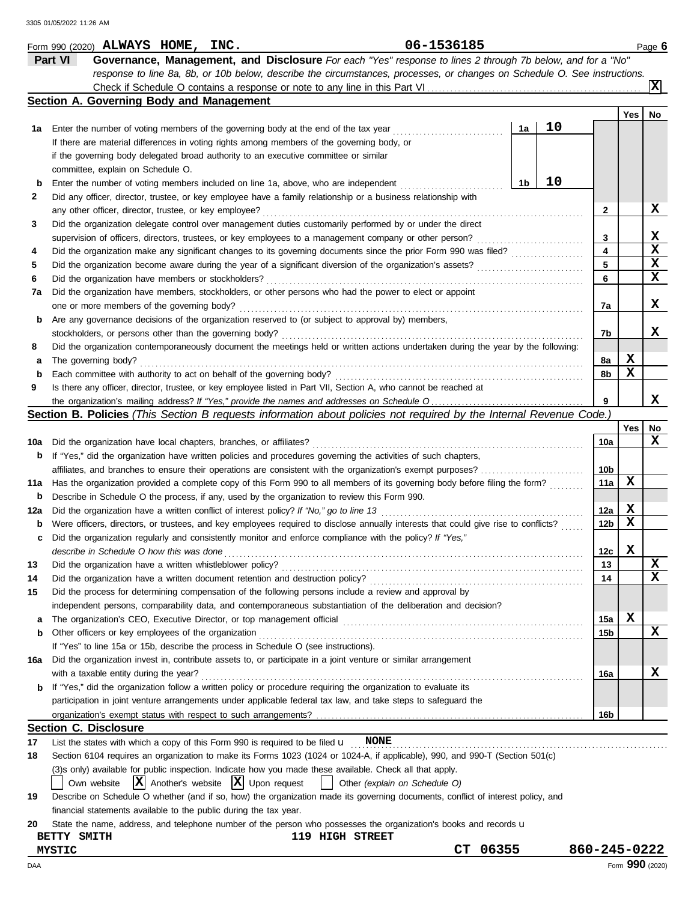Form 990 (2020) **ALWAYS HOME, INC.** **06-1536185** Page **6**

## Part VI Governance, Management, and Disclosure

*For each "Yes" response to lines 2 through 7b below, and for a "No" response to line 8a, 8b, or 10b below, describe the circumstances, processes, or changes on Schedule O. See instructions.*

Check if Schedule O contains a response or note to any line in this Part VI .......... **[X]**

### Section A. Governing Body and Management

| | | | | Yes | No |
|---|---|---|---|---|---|
| **1a** | Enter the number of voting members of the governing body at the end of the tax year. If there are material differences in voting rights among members of the governing body, or if the governing body delegated broad authority to an executive committee or similar committee, explain on Schedule O. | 1a | 10 | | |
| **b** | Enter the number of voting members included on line 1a, above, who are independent | 1b | 10 | | |
| **2** | Did any officer, director, trustee, or key employee have a family relationship or a business relationship with any other officer, director, trustee, or key employee? | 2 | | | X |
| **3** | Did the organization delegate control over management duties customarily performed by or under the direct supervision of officers, directors, trustees, or key employees to a management company or other person? | 3 | | | X |
| **4** | Did the organization make any significant changes to its governing documents since the prior Form 990 was filed? | 4 | | | X |
| **5** | Did the organization become aware during the year of a significant diversion of the organization's assets? | 5 | | | X |
| **6** | Did the organization have members or stockholders? | 6 | | | X |
| **7a** | Did the organization have members, stockholders, or other persons who had the power to elect or appoint one or more members of the governing body? | 7a | | | X |
| **b** | Are any governance decisions of the organization reserved to (or subject to approval by) members, stockholders, or persons other than the governing body? | 7b | | | X |
| **8** | Did the organization contemporaneously document the meetings held or written actions undertaken during the year by the following: | | | | |
| **a** | The governing body? | 8a | | X | |
| **b** | Each committee with authority to act on behalf of the governing body? | 8b | | X | |
| **9** | Is there any officer, director, trustee, or key employee listed in Part VII, Section A, who cannot be reached at the organization's mailing address? *If "Yes," provide the names and addresses on Schedule O* | 9 | | | X |

### Section B. Policies *(This Section B requests information about policies not required by the Internal Revenue Code.)*

| | | | Yes | No |
|---|---|---|---|---|
| **10a** | Did the organization have local chapters, branches, or affiliates? | 10a | | X |
| **b** | If "Yes," did the organization have written policies and procedures governing the activities of such chapters, affiliates, and branches to ensure their operations are consistent with the organization's exempt purposes? | 10b | | |
| **11a** | Has the organization provided a complete copy of this Form 990 to all members of its governing body before filing the form? | 11a | X | |
| **b** | Describe in Schedule O the process, if any, used by the organization to review this Form 990. | | | |
| **12a** | Did the organization have a written conflict of interest policy? *If "No," go to line 13* | 12a | X | |
| **b** | Were officers, directors, or trustees, and key employees required to disclose annually interests that could give rise to conflicts? | 12b | X | |
| **c** | Did the organization regularly and consistently monitor and enforce compliance with the policy? *If "Yes," describe in Schedule O how this was done* | 12c | X | |
| **13** | Did the organization have a written whistleblower policy? | 13 | | X |
| **14** | Did the organization have a written document retention and destruction policy? | 14 | | X |
| **15** | Did the process for determining compensation of the following persons include a review and approval by independent persons, comparability data, and contemporaneous substantiation of the deliberation and decision? | | | |
| **a** | The organization's CEO, Executive Director, or top management official | 15a | X | |
| **b** | Other officers or key employees of the organization | 15b | | X |
| | If "Yes" to line 15a or 15b, describe the process in Schedule O (see instructions). | | | |
| **16a** | Did the organization invest in, contribute assets to, or participate in a joint venture or similar arrangement with a taxable entity during the year? | 16a | | X |
| **b** | If "Yes," did the organization follow a written policy or procedure requiring the organization to evaluate its participation in joint venture arrangements under applicable federal tax law, and take steps to safeguard the organization's exempt status with respect to such arrangements? | 16b | | |

### Section C. Disclosure

**17** List the states with which a copy of this Form 990 is required to be filed **NONE**

**18** Section 6104 requires an organization to make its Forms 1023 (1024 or 1024-A, if applicable), 990, and 990-T (Section 501(c)(3)s only) available for public inspection. Indicate how you made these available. Check all that apply.

[ ] Own website [X] Another's website [X] Upon request [ ] Other *(explain on Schedule O)*

**19** Describe on Schedule O whether (and if so, how) the organization made its governing documents, conflict of interest policy, and financial statements available to the public during the tax year.

**20** State the name, address, and telephone number of the person who possesses the organization's books and records

BETTY SMITH, 119 HIGH STREET, MYSTIC, CT 06355, 860-245-0222

Form **990** (2020)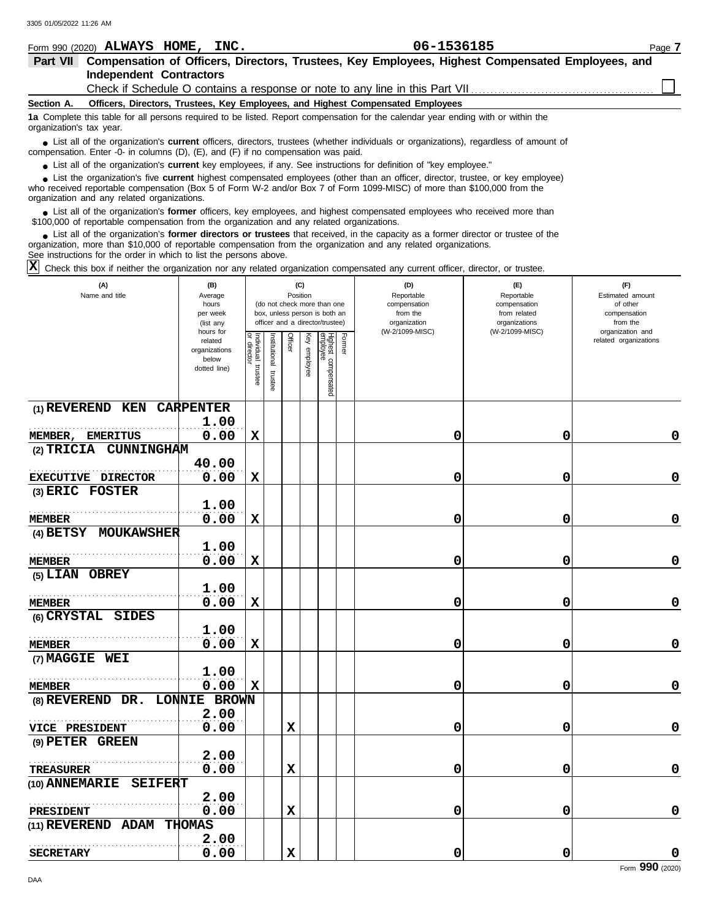Form 990 (2020) **ALWAYS HOME, INC.** **06-1536185**

## Part VII Compensation of Officers, Directors, Trustees, Key Employees, Highest Compensated Employees, and Independent Contractors

Check if Schedule O contains a response or note to any line in this Part VII ☐

**Section A. Officers, Directors, Trustees, Key Employees, and Highest Compensated Employees**

**1a** Complete this table for all persons required to be listed. Report compensation for the calendar year ending with or within the organization's tax year.

- List all of the organization's **current** officers, directors, trustees (whether individuals or organizations), regardless of amount of compensation. Enter -0- in columns (D), (E), and (F) if no compensation was paid.
- List all of the organization's **current** key employees, if any. See instructions for definition of "key employee."
- List the organization's five **current** highest compensated employees (other than an officer, director, trustee, or key employee) who received reportable compensation (Box 5 of Form W-2 and/or Box 7 of Form 1099-MISC) of more than $100,000 from the organization and any related organizations.
- List all of the organization's **former** officers, key employees, and highest compensated employees who received more than $100,000 of reportable compensation from the organization and any related organizations.
- List all of the organization's **former directors or trustees** that received, in the capacity as a former director or trustee of the organization, more than $10,000 of reportable compensation from the organization and any related organizations.

See instructions for the order in which to list the persons above.

☒ Check this box if neither the organization nor any related organization compensated any current officer, director, or trustee.

| (A) Name and title | (B) Average hours per week (list any hours for related organizations below dotted line) | (C) Position: Individual trustee or director | Institutional trustee | Officer | Key employee | Highest compensated employee | Former | (D) Reportable compensation from the organization (W-2/1099-MISC) | (E) Reportable compensation from related organizations (W-2/1099-MISC) | (F) Estimated amount of other compensation from the organization and related organizations |
|---|---|---|---|---|---|---|---|---|---|---|
| (1) REVEREND KEN CARPENTER<br>MEMBER, EMERITUS | 1.00<br>0.00 | X | | | | | | 0 | 0 | 0 |
| (2) TRICIA CUNNINGHAM<br>EXECUTIVE DIRECTOR | 40.00<br>0.00 | X | | | | | | 0 | 0 | 0 |
| (3) ERIC FOSTER<br>MEMBER | 1.00<br>0.00 | X | | | | | | 0 | 0 | 0 |
| (4) BETSY MOUKAWSHER<br>MEMBER | 1.00<br>0.00 | X | | | | | | 0 | 0 | 0 |
| (5) LIAN OBREY<br>MEMBER | 1.00<br>0.00 | X | | | | | | 0 | 0 | 0 |
| (6) CRYSTAL SIDES<br>MEMBER | 1.00<br>0.00 | X | | | | | | 0 | 0 | 0 |
| (7) MAGGIE WEI<br>MEMBER | 1.00<br>0.00 | X | | | | | | 0 | 0 | 0 |
| (8) REVEREND DR. LONNIE BROWN<br>VICE PRESIDENT | 2.00<br>0.00 | | | X | | | | 0 | 0 | 0 |
| (9) PETER GREEN<br>TREASURER | 2.00<br>0.00 | | | X | | | | 0 | 0 | 0 |
| (10) ANNEMARIE SEIFERT<br>PRESIDENT | 2.00<br>0.00 | | | X | | | | 0 | 0 | 0 |
| (11) REVEREND ADAM THOMAS<br>SECRETARY | 2.00<br>0.00 | | | X | | | | 0 | 0 | 0 |

Form **990** (2020)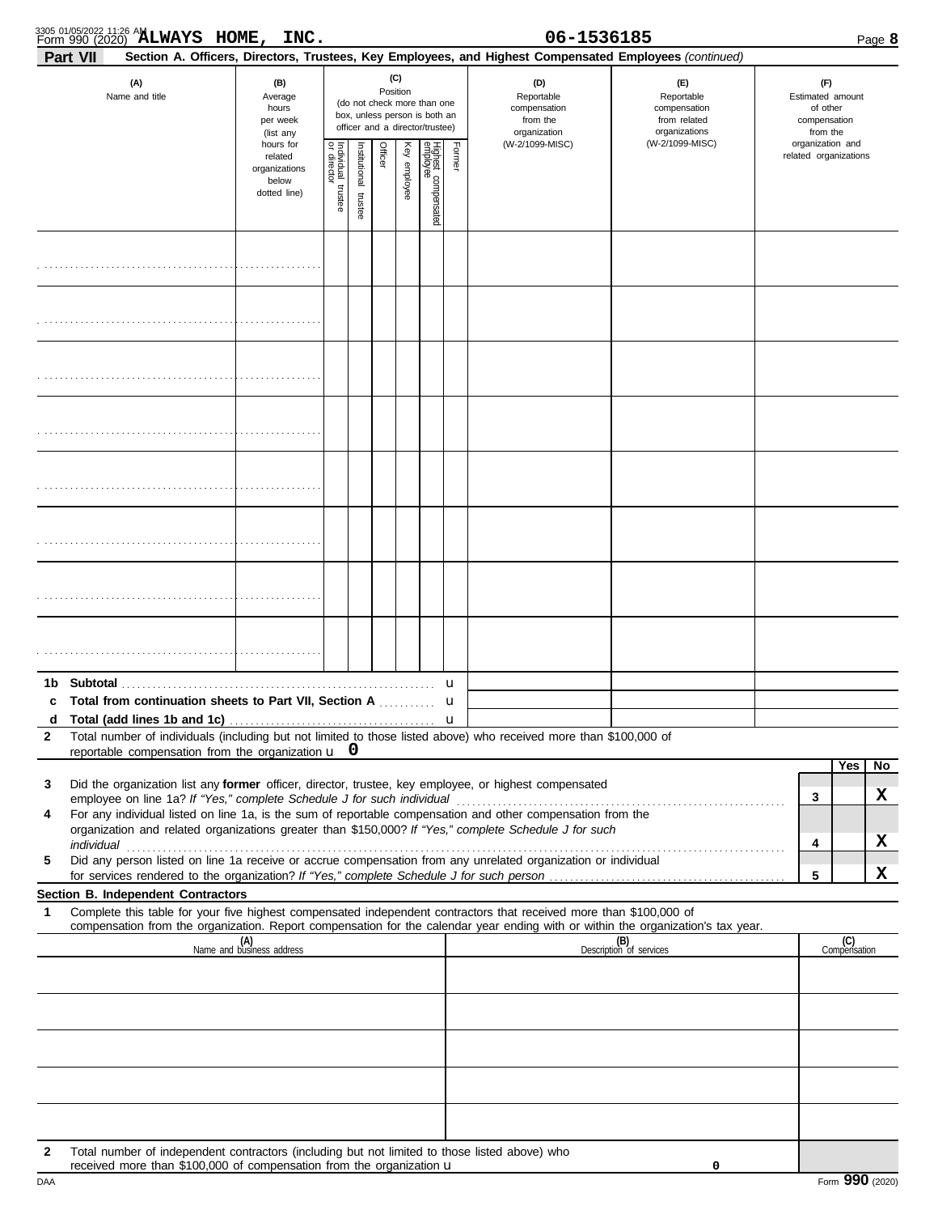Form 990 (2020) **ALWAYS HOME, INC.** **06-1536185**

**Part VII** **Section A. Officers, Directors, Trustees, Key Employees, and Highest Compensated Employees** *(continued)*

| (A) Name and title | (B) Average hours per week (list any hours for related organizations below dotted line) | (C) Position (do not check more than one box, unless person is both an officer and a director/trustee) | | | | | | (D) Reportable compensation from the organization (W-2/1099-MISC) | (E) Reportable compensation from related organizations (W-2/1099-MISC) | (F) Estimated amount of other compensation from the organization and related organizations |
|---|---|---|---|---|---|---|---|---|---|---|
| | | Individual trustee or director | Institutional trustee | Officer | Key employee | Highest compensated employee | Former | | | |
| | | | | | | | | | | |
| | | | | | | | | | | |
| | | | | | | | | | | |
| | | | | | | | | | | |
| | | | | | | | | | | |
| | | | | | | | | | | |
| | | | | | | | | | | |
| | | | | | | | | | | |

**1b Subtotal** ........ u

**c Total from continuation sheets to Part VII, Section A** ........ u

**d Total (add lines 1b and 1c)** ........ u

**2** Total number of individuals (including but not limited to those listed above) who received more than $100,000 of reportable compensation from the organization u **0**

| | | | Yes | No |
|---|---|---|---|---|
| **3** | Did the organization list any **former** officer, director, trustee, key employee, or highest compensated employee on line 1a? *If "Yes," complete Schedule J for such individual* | 3 | | X |
| **4** | For any individual listed on line 1a, is the sum of reportable compensation and other compensation from the organization and related organizations greater than $150,000? *If "Yes," complete Schedule J for such individual* | 4 | | X |
| **5** | Did any person listed on line 1a receive or accrue compensation from any unrelated organization or individual for services rendered to the organization? *If "Yes," complete Schedule J for such person* | 5 | | X |

**Section B. Independent Contractors**

**1** Complete this table for your five highest compensated independent contractors that received more than $100,000 of compensation from the organization. Report compensation for the calendar year ending with or within the organization's tax year.

| (A) Name and business address | (B) Description of services | (C) Compensation |
|---|---|---|
| | | |
| | | |
| | | |
| | | |
| | | |

**2** Total number of independent contractors (including but not limited to those listed above) who received more than $100,000 of compensation from the organization u **0**

Form **990** (2020)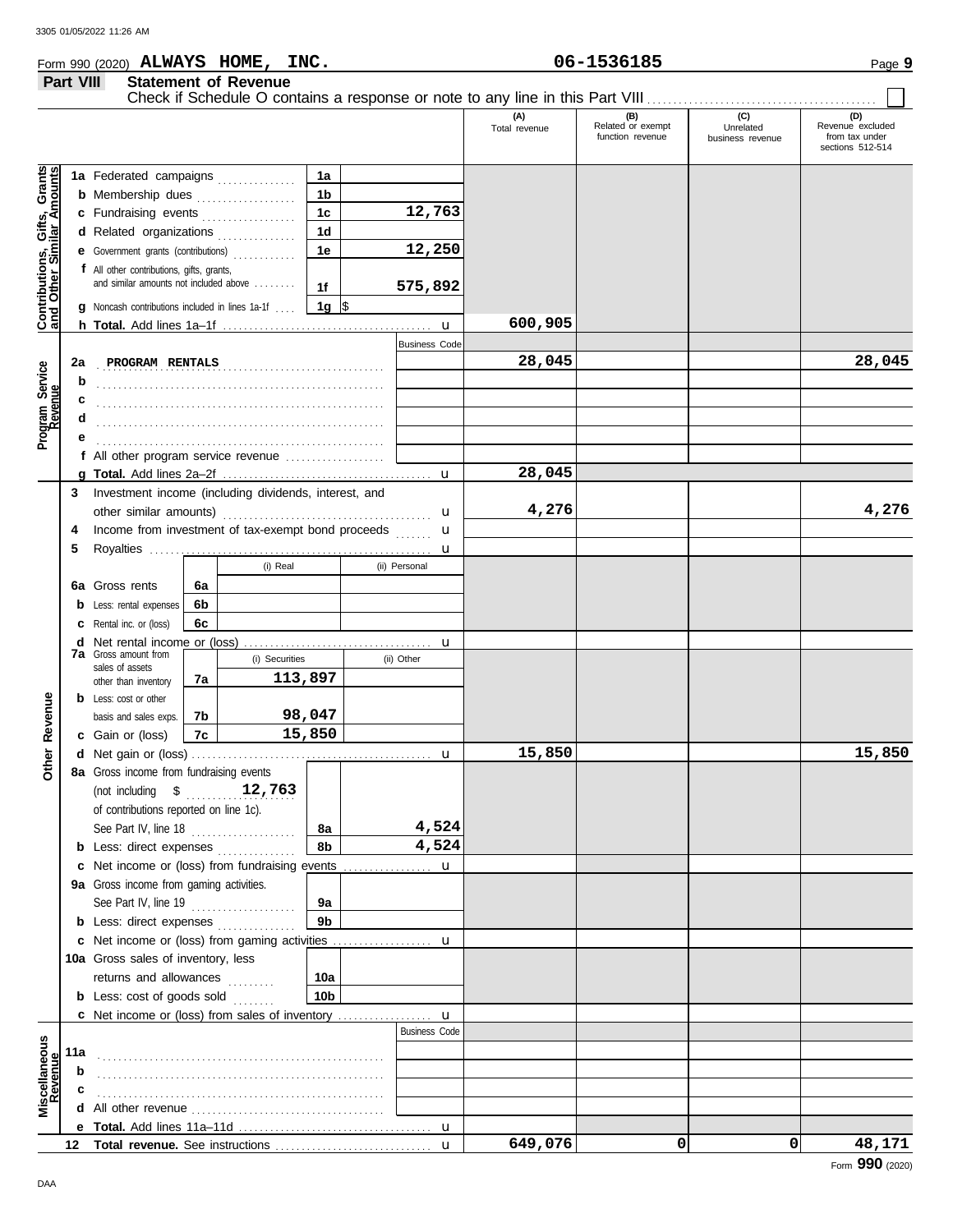Form 990 (2020) **ALWAYS HOME, INC.** **06-1536185** Page **9**

**Part VIII Statement of Revenue**

Check if Schedule O contains a response or note to any line in this Part VIII ☐

| | | | | (A) Total revenue | (B) Related or exempt function revenue | (C) Unrelated business revenue | (D) Revenue excluded from tax under sections 512-514 |
|---|---|---|---|---|---|---|---|
| **Contributions, Gifts, Grants and Other Similar Amounts** | 1a Federated campaigns | 1a | | | | | |
| | b Membership dues | 1b | | | | | |
| | c Fundraising events | 1c | 12,763 | | | | |
| | d Related organizations | 1d | | | | | |
| | e Government grants (contributions) | 1e | 12,250 | | | | |
| | f All other contributions, gifts, grants, and similar amounts not included above | 1f | 575,892 | | | | |
| | g Noncash contributions included in lines 1a-1f | 1g | $ | | | | |
| | h **Total.** Add lines 1a–1f | | | 600,905 | | | |
| **Program Service Revenue** | | | Business Code | | | | |
| | 2a PROGRAM RENTALS | | | 28,045 | | | 28,045 |
| | b | | | | | | |
| | c | | | | | | |
| | d | | | | | | |
| | e | | | | | | |
| | f All other program service revenue | | | | | | |
| | g **Total.** Add lines 2a–2f | | | 28,045 | | | |
| **Other Revenue** | 3 Investment income (including dividends, interest, and other similar amounts) | | | 4,276 | | | 4,276 |
| | 4 Income from investment of tax-exempt bond proceeds | | | | | | |
| | 5 Royalties | | | | | | |
| | | | (i) Real / (ii) Personal | | | | |
| | 6a Gross rents | 6a | | | | | |
| | b Less: rental expenses | 6b | | | | | |
| | c Rental inc. or (loss) | 6c | | | | | |
| | d Net rental income or (loss) | | | | | | |
| | 7a Gross amount from sales of assets other than inventory | 7a | (i) Securities: 113,897 / (ii) Other: | | | | |
| | b Less: cost or other basis and sales exps. | 7b | (i) Securities: 98,047 | | | | |
| | c Gain or (loss) | 7c | (i) Securities: 15,850 | | | | |
| | d Net gain or (loss) | | | 15,850 | | | 15,850 |
| | 8a Gross income from fundraising events (not including $ 12,763 of contributions reported on line 1c). See Part IV, line 18 | 8a | 4,524 | | | | |
| | b Less: direct expenses | 8b | 4,524 | | | | |
| | c Net income or (loss) from fundraising events | | | | | | |
| | 9a Gross income from gaming activities. See Part IV, line 19 | 9a | | | | | |
| | b Less: direct expenses | 9b | | | | | |
| | c Net income or (loss) from gaming activities | | | | | | |
| | 10a Gross sales of inventory, less returns and allowances | 10a | | | | | |
| | b Less: cost of goods sold | 10b | | | | | |
| | c Net income or (loss) from sales of inventory | | | | | | |
| **Miscellaneous Revenue** | | | Business Code | | | | |
| | 11a | | | | | | |
| | b | | | | | | |
| | c | | | | | | |
| | d All other revenue | | | | | | |
| | e **Total.** Add lines 11a–11d | | | | | | |
| | 12 **Total revenue.** See instructions | | | 649,076 | 0 | 0 | 48,171 |

Form **990** (2020)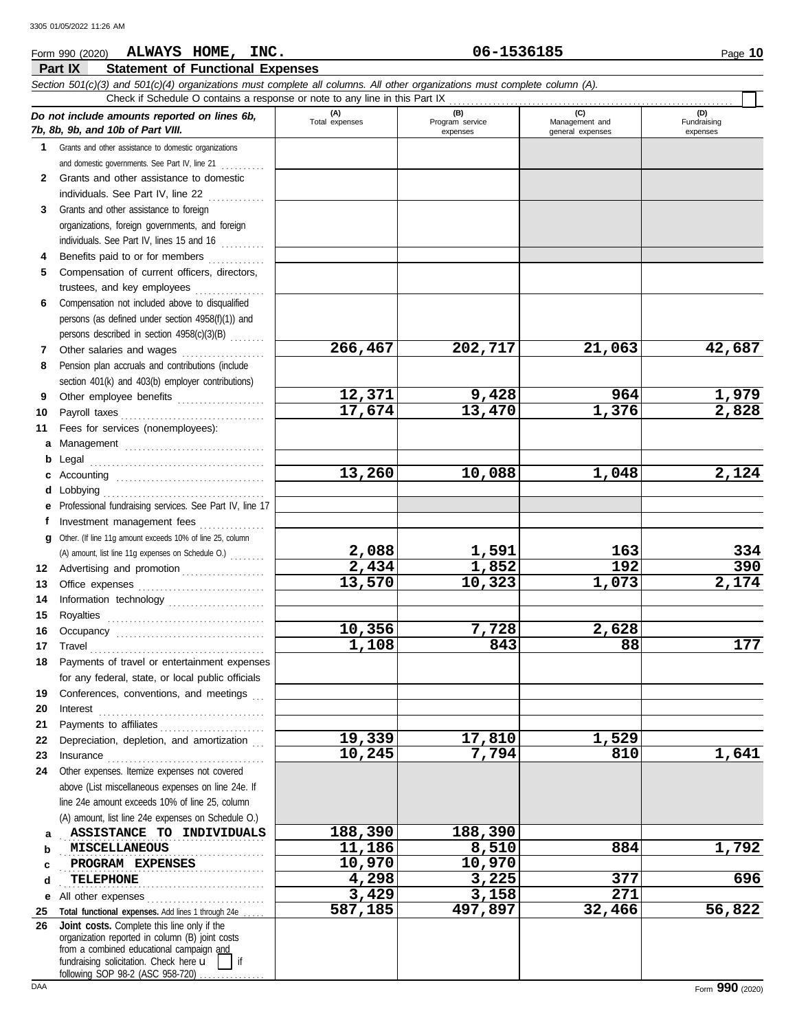Form 990 (2020) **ALWAYS HOME, INC.** **06-1536185**

## Part IX Statement of Functional Expenses

*Section 501(c)(3) and 501(c)(4) organizations must complete all columns. All other organizations must complete column (A).*

Check if Schedule O contains a response or note to any line in this Part IX

| *Do not include amounts reported on lines 6b, 7b, 8b, 9b, and 10b of Part VIII.* | (A) Total expenses | (B) Program service expenses | (C) Management and general expenses | (D) Fundraising expenses |
|---|---|---|---|---|
| **1** Grants and other assistance to domestic organizations and domestic governments. See Part IV, line 21 | | | | |
| **2** Grants and other assistance to domestic individuals. See Part IV, line 22 | | | | |
| **3** Grants and other assistance to foreign organizations, foreign governments, and foreign individuals. See Part IV, lines 15 and 16 | | | | |
| **4** Benefits paid to or for members | | | | |
| **5** Compensation of current officers, directors, trustees, and key employees | | | | |
| **6** Compensation not included above to disqualified persons (as defined under section 4958(f)(1)) and persons described in section 4958(c)(3)(B) | | | | |
| **7** Other salaries and wages | 266,467 | 202,717 | 21,063 | 42,687 |
| **8** Pension plan accruals and contributions (include section 401(k) and 403(b) employer contributions) | | | | |
| **9** Other employee benefits | 12,371 | 9,428 | 964 | 1,979 |
| **10** Payroll taxes | 17,674 | 13,470 | 1,376 | 2,828 |
| **11** Fees for services (nonemployees): | | | | |
| **a** Management | | | | |
| **b** Legal | | | | |
| **c** Accounting | 13,260 | 10,088 | 1,048 | 2,124 |
| **d** Lobbying | | | | |
| **e** Professional fundraising services. See Part IV, line 17 | | | | |
| **f** Investment management fees | | | | |
| **g** Other. (If line 11g amount exceeds 10% of line 25, column (A) amount, list line 11g expenses on Schedule O.) | 2,088 | 1,591 | 163 | 334 |
| **12** Advertising and promotion | 2,434 | 1,852 | 192 | 390 |
| **13** Office expenses | 13,570 | 10,323 | 1,073 | 2,174 |
| **14** Information technology | | | | |
| **15** Royalties | | | | |
| **16** Occupancy | 10,356 | 7,728 | 2,628 | |
| **17** Travel | 1,108 | 843 | 88 | 177 |
| **18** Payments of travel or entertainment expenses for any federal, state, or local public officials | | | | |
| **19** Conferences, conventions, and meetings | | | | |
| **20** Interest | | | | |
| **21** Payments to affiliates | | | | |
| **22** Depreciation, depletion, and amortization | 19,339 | 17,810 | 1,529 | |
| **23** Insurance | 10,245 | 7,794 | 810 | 1,641 |
| **24** Other expenses. Itemize expenses not covered above (List miscellaneous expenses on line 24e. If line 24e amount exceeds 10% of line 25, column (A) amount, list line 24e expenses on Schedule O.) | | | | |
| **a** ASSISTANCE TO INDIVIDUALS | 188,390 | 188,390 | | |
| **b** MISCELLANEOUS | 11,186 | 8,510 | 884 | 1,792 |
| **c** PROGRAM EXPENSES | 10,970 | 10,970 | | |
| **d** TELEPHONE | 4,298 | 3,225 | 377 | 696 |
| **e** All other expenses | 3,429 | 3,158 | 271 | |
| **25 Total functional expenses.** Add lines 1 through 24e | 587,185 | 497,897 | 32,466 | 56,822 |
| **26 Joint costs.** Complete this line only if the organization reported in column (B) joint costs from a combined educational campaign and fundraising solicitation. Check here ☐ if following SOP 98-2 (ASC 958-720) | | | | |

Form **990** (2020)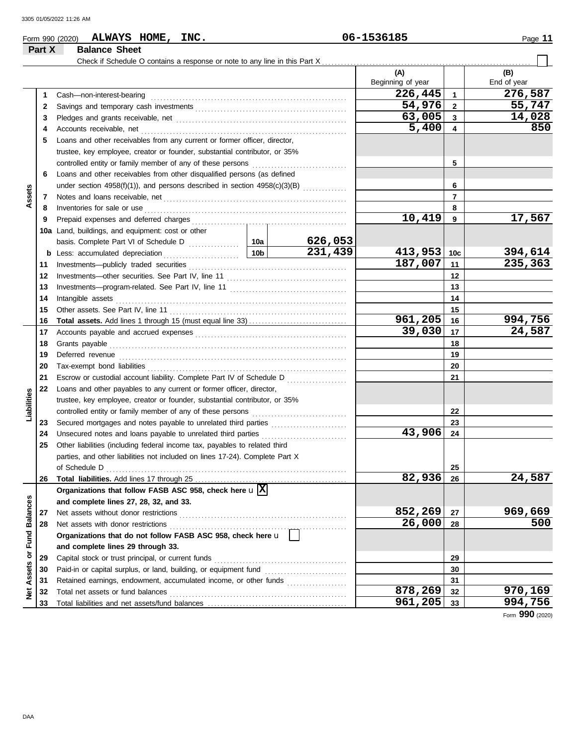Form 990 (2020) **ALWAYS HOME, INC.** **06-1536185**

## Part X Balance Sheet

Check if Schedule O contains a response or note to any line in this Part X ☐

| Section | Line | Description | | | (A) Beginning of year | | (B) End of year |
|---|---|---|---|---|---|---|---|
| Assets | 1 | Cash—non-interest-bearing | | | 226,445 | 1 | 276,587 |
| | 2 | Savings and temporary cash investments | | | 54,976 | 2 | 55,747 |
| | 3 | Pledges and grants receivable, net | | | 63,005 | 3 | 14,028 |
| | 4 | Accounts receivable, net | | | 5,400 | 4 | 850 |
| | 5 | Loans and other receivables from any current or former officer, director, trustee, key employee, creator or founder, substantial contributor, or 35% controlled entity or family member of any of these persons | | | | 5 | |
| | 6 | Loans and other receivables from other disqualified persons (as defined under section 4958(f)(1)), and persons described in section 4958(c)(3)(B) | | | | 6 | |
| | 7 | Notes and loans receivable, net | | | | 7 | |
| | 8 | Inventories for sale or use | | | | 8 | |
| | 9 | Prepaid expenses and deferred charges | | | 10,419 | 9 | 17,567 |
| | 10a | Land, buildings, and equipment: cost or other basis. Complete Part VI of Schedule D | 10a | 626,053 | | | |
| | b | Less: accumulated depreciation | 10b | 231,439 | 413,953 | 10c | 394,614 |
| | 11 | Investments—publicly traded securities | | | 187,007 | 11 | 235,363 |
| | 12 | Investments—other securities. See Part IV, line 11 | | | | 12 | |
| | 13 | Investments—program-related. See Part IV, line 11 | | | | 13 | |
| | 14 | Intangible assets | | | | 14 | |
| | 15 | Other assets. See Part IV, line 11 | | | | 15 | |
| | 16 | **Total assets.** Add lines 1 through 15 (must equal line 33) | | | 961,205 | 16 | 994,756 |
| Liabilities | 17 | Accounts payable and accrued expenses | | | 39,030 | 17 | 24,587 |
| | 18 | Grants payable | | | | 18 | |
| | 19 | Deferred revenue | | | | 19 | |
| | 20 | Tax-exempt bond liabilities | | | | 20 | |
| | 21 | Escrow or custodial account liability. Complete Part IV of Schedule D | | | | 21 | |
| | 22 | Loans and other payables to any current or former officer, director, trustee, key employee, creator or founder, substantial contributor, or 35% controlled entity or family member of any of these persons | | | | 22 | |
| | 23 | Secured mortgages and notes payable to unrelated third parties | | | | 23 | |
| | 24 | Unsecured notes and loans payable to unrelated third parties | | | 43,906 | 24 | |
| | 25 | Other liabilities (including federal income tax, payables to related third parties, and other liabilities not included on lines 17-24). Complete Part X of Schedule D | | | | 25 | |
| | 26 | **Total liabilities.** Add lines 17 through 25 | | | 82,936 | 26 | 24,587 |
| Net Assets or Fund Balances | | **Organizations that follow FASB ASC 958, check here** ☒ **and complete lines 27, 28, 32, and 33.** | | | | | |
| | 27 | Net assets without donor restrictions | | | 852,269 | 27 | 969,669 |
| | 28 | Net assets with donor restrictions | | | 26,000 | 28 | 500 |
| | | **Organizations that do not follow FASB ASC 958, check here** ☐ **and complete lines 29 through 33.** | | | | | |
| | 29 | Capital stock or trust principal, or current funds | | | | 29 | |
| | 30 | Paid-in or capital surplus, or land, building, or equipment fund | | | | 30 | |
| | 31 | Retained earnings, endowment, accumulated income, or other funds | | | | 31 | |
| | 32 | Total net assets or fund balances | | | 878,269 | 32 | 970,169 |
| | 33 | Total liabilities and net assets/fund balances | | | 961,205 | 33 | 994,756 |

Form **990** (2020)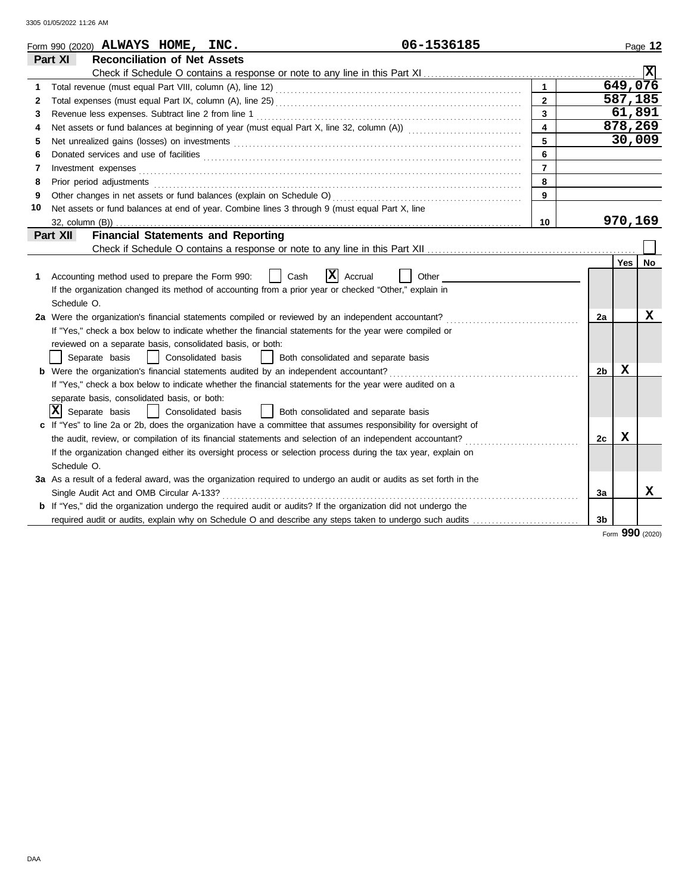Form 990 (2020) **ALWAYS HOME, INC.** **06-1536185**

## Part XI Reconciliation of Net Assets

Check if Schedule O contains a response or note to any line in this Part XI .................... [X]

| | | | |
|---|---|---|---|
| 1 | Total revenue (must equal Part VIII, column (A), line 12) | 1 | 649,076 |
| 2 | Total expenses (must equal Part IX, column (A), line 25) | 2 | 587,185 |
| 3 | Revenue less expenses. Subtract line 2 from line 1 | 3 | 61,891 |
| 4 | Net assets or fund balances at beginning of year (must equal Part X, line 32, column (A)) | 4 | 878,269 |
| 5 | Net unrealized gains (losses) on investments | 5 | 30,009 |
| 6 | Donated services and use of facilities | 6 | |
| 7 | Investment expenses | 7 | |
| 8 | Prior period adjustments | 8 | |
| 9 | Other changes in net assets or fund balances (explain on Schedule O) | 9 | |
| 10 | Net assets or fund balances at end of year. Combine lines 3 through 9 (must equal Part X, line 32, column (B)) | 10 | 970,169 |

## Part XII Financial Statements and Reporting

Check if Schedule O contains a response or note to any line in this Part XII .................... [ ]

| | | | Yes | No |
|---|---|---|---|---|
| 1 | Accounting method used to prepare the Form 990: [ ] Cash [X] Accrual [ ] Other<br>If the organization changed its method of accounting from a prior year or checked "Other," explain in Schedule O. | | | |
| 2a | Were the organization's financial statements compiled or reviewed by an independent accountant?<br>If "Yes," check a box below to indicate whether the financial statements for the year were compiled or reviewed on a separate basis, consolidated basis, or both:<br>[ ] Separate basis [ ] Consolidated basis [ ] Both consolidated and separate basis | 2a | | X |
| b | Were the organization's financial statements audited by an independent accountant?<br>If "Yes," check a box below to indicate whether the financial statements for the year were audited on a separate basis, consolidated basis, or both:<br>[X] Separate basis [ ] Consolidated basis [ ] Both consolidated and separate basis | 2b | X | |
| c | If "Yes" to line 2a or 2b, does the organization have a committee that assumes responsibility for oversight of the audit, review, or compilation of its financial statements and selection of an independent accountant?<br>If the organization changed either its oversight process or selection process during the tax year, explain on Schedule O. | 2c | X | |
| 3a | As a result of a federal award, was the organization required to undergo an audit or audits as set forth in the Single Audit Act and OMB Circular A-133? | 3a | | X |
| b | If "Yes," did the organization undergo the required audit or audits? If the organization did not undergo the required audit or audits, explain why on Schedule O and describe any steps taken to undergo such audits | 3b | | |

Form **990** (2020)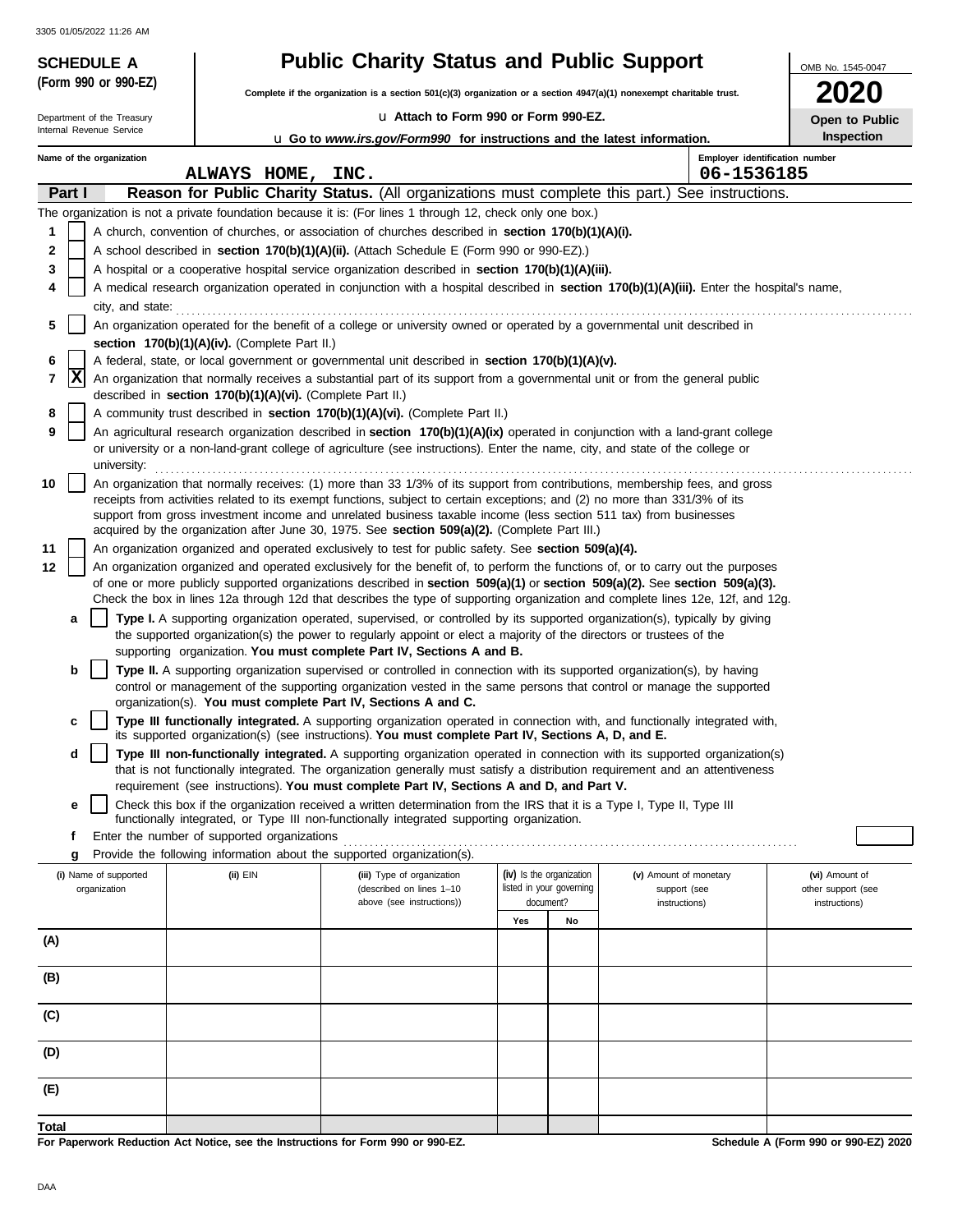# SCHEDULE A (Form 990 or 990-EZ)

Department of the Treasury
Internal Revenue Service

## Public Charity Status and Public Support

**Complete if the organization is a section 501(c)(3) organization or a section 4947(a)(1) nonexempt charitable trust.**

u **Attach to Form 990 or Form 990-EZ.**

u **Go to *www.irs.gov/Form990* for instructions and the latest information.**

OMB No. 1545-0047

**2020**

**Open to Public Inspection**

Name of the organization: ALWAYS HOME, INC.

Employer identification number: 06-1536185

## Part I — Reason for Public Charity Status. (All organizations must complete this part.) See instructions.

The organization is not a private foundation because it is: (For lines 1 through 12, check only one box.)

1. [ ] A church, convention of churches, or association of churches described in **section 170(b)(1)(A)(i).**
2. [ ] A school described in **section 170(b)(1)(A)(ii).** (Attach Schedule E (Form 990 or 990-EZ).)
3. [ ] A hospital or a cooperative hospital service organization described in **section 170(b)(1)(A)(iii).**
4. [ ] A medical research organization operated in conjunction with a hospital described in **section 170(b)(1)(A)(iii).** Enter the hospital's name, city, and state:
5. [ ] An organization operated for the benefit of a college or university owned or operated by a governmental unit described in **section 170(b)(1)(A)(iv).** (Complete Part II.)
6. [ ] A federal, state, or local government or governmental unit described in **section 170(b)(1)(A)(v).**
7. [X] An organization that normally receives a substantial part of its support from a governmental unit or from the general public described in **section 170(b)(1)(A)(vi).** (Complete Part II.)
8. [ ] A community trust described in **section 170(b)(1)(A)(vi).** (Complete Part II.)
9. [ ] An agricultural research organization described in **section 170(b)(1)(A)(ix)** operated in conjunction with a land-grant college or university or a non-land-grant college of agriculture (see instructions). Enter the name, city, and state of the college or university:
10. [ ] An organization that normally receives: (1) more than 33 1/3% of its support from contributions, membership fees, and gross receipts from activities related to its exempt functions, subject to certain exceptions; and (2) no more than 331/3% of its support from gross investment income and unrelated business taxable income (less section 511 tax) from businesses acquired by the organization after June 30, 1975. See **section 509(a)(2).** (Complete Part III.)
11. [ ] An organization organized and operated exclusively to test for public safety. See **section 509(a)(4).**
12. [ ] An organization organized and operated exclusively for the benefit of, to perform the functions of, or to carry out the purposes of one or more publicly supported organizations described in **section 509(a)(1)** or **section 509(a)(2).** See **section 509(a)(3).** Check the box in lines 12a through 12d that describes the type of supporting organization and complete lines 12e, 12f, and 12g.

   a. [ ] **Type I.** A supporting organization operated, supervised, or controlled by its supported organization(s), typically by giving the supported organization(s) the power to regularly appoint or elect a majority of the directors or trustees of the supporting organization. **You must complete Part IV, Sections A and B.**

   b. [ ] **Type II.** A supporting organization supervised or controlled in connection with its supported organization(s), by having control or management of the supporting organization vested in the same persons that control or manage the supported organization(s). **You must complete Part IV, Sections A and C.**

   c. [ ] **Type III functionally integrated.** A supporting organization operated in connection with, and functionally integrated with, its supported organization(s) (see instructions). **You must complete Part IV, Sections A, D, and E.**

   d. [ ] **Type III non-functionally integrated.** A supporting organization operated in connection with its supported organization(s) that is not functionally integrated. The organization generally must satisfy a distribution requirement and an attentiveness requirement (see instructions). **You must complete Part IV, Sections A and D, and Part V.**

   e. [ ] Check this box if the organization received a written determination from the IRS that it is a Type I, Type II, Type III functionally integrated, or Type III non-functionally integrated supporting organization.

   f. Enter the number of supported organizations

   g. Provide the following information about the supported organization(s).

| (i) Name of supported organization | (ii) EIN | (iii) Type of organization (described on lines 1–10 above (see instructions)) | (iv) Is the organization listed in your governing document? Yes | No | (v) Amount of monetary support (see instructions) | (vi) Amount of other support (see instructions) |
|---|---|---|---|---|---|---|
| (A) | | | | | | |
| (B) | | | | | | |
| (C) | | | | | | |
| (D) | | | | | | |
| (E) | | | | | | |
| **Total** | | | | | | |

**For Paperwork Reduction Act Notice, see the Instructions for Form 990 or 990-EZ.**

**Schedule A (Form 990 or 990-EZ) 2020**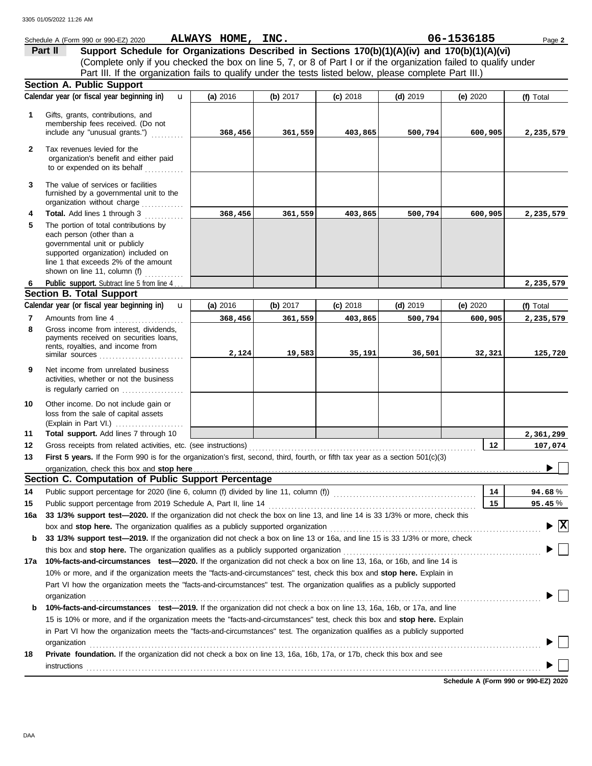Schedule A (Form 990 or 990-EZ) 2020 **ALWAYS HOME, INC.** **06-1536185**

## Part II Support Schedule for Organizations Described in Sections 170(b)(1)(A)(iv) and 170(b)(1)(A)(vi)

(Complete only if you checked the box on line 5, 7, or 8 of Part I or if the organization failed to qualify under Part III. If the organization fails to qualify under the tests listed below, please complete Part III.)

### Section A. Public Support

| Calendar year (or fiscal year beginning in) | (a) 2016 | (b) 2017 | (c) 2018 | (d) 2019 | (e) 2020 | (f) Total |
|---|---|---|---|---|---|---|
| **1** Gifts, grants, contributions, and membership fees received. (Do not include any "unusual grants.") | 368,456 | 361,559 | 403,865 | 500,794 | 600,905 | 2,235,579 |
| **2** Tax revenues levied for the organization's benefit and either paid to or expended on its behalf | | | | | | |
| **3** The value of services or facilities furnished by a governmental unit to the organization without charge | | | | | | |
| **4** **Total.** Add lines 1 through 3 | 368,456 | 361,559 | 403,865 | 500,794 | 600,905 | 2,235,579 |
| **5** The portion of total contributions by each person (other than a governmental unit or publicly supported organization) included on line 1 that exceeds 2% of the amount shown on line 11, column (f) | | | | | | |
| **6** **Public support.** Subtract line 5 from line 4 | | | | | | 2,235,579 |

### Section B. Total Support

| Calendar year (or fiscal year beginning in) | (a) 2016 | (b) 2017 | (c) 2018 | (d) 2019 | (e) 2020 | (f) Total |
|---|---|---|---|---|---|---|
| **7** Amounts from line 4 | 368,456 | 361,559 | 403,865 | 500,794 | 600,905 | 2,235,579 |
| **8** Gross income from interest, dividends, payments received on securities loans, rents, royalties, and income from similar sources | 2,124 | 19,583 | 35,191 | 36,501 | 32,321 | 125,720 |
| **9** Net income from unrelated business activities, whether or not the business is regularly carried on | | | | | | |
| **10** Other income. Do not include gain or loss from the sale of capital assets (Explain in Part VI.) | | | | | | |
| **11** **Total support.** Add lines 7 through 10 | | | | | | 2,361,299 |

**12** Gross receipts from related activities, etc. (see instructions) — **12** — 107,074

**13** **First 5 years.** If the Form 990 is for the organization's first, second, third, fourth, or fifth tax year as a section 501(c)(3) organization, check this box and **stop here** ☐

### Section C. Computation of Public Support Percentage

**14** Public support percentage for 2020 (line 6, column (f) divided by line 11, column (f)) — **14** — 94.68 %

**15** Public support percentage from 2019 Schedule A, Part II, line 14 — **15** — 95.45 %

**16a** **33 1/3% support test—2020.** If the organization did not check the box on line 13, and line 14 is 33 1/3% or more, check this box and **stop here.** The organization qualifies as a publicly supported organization ☒

**b** **33 1/3% support test—2019.** If the organization did not check a box on line 13 or 16a, and line 15 is 33 1/3% or more, check this box and **stop here.** The organization qualifies as a publicly supported organization ☐

**17a** **10%-facts-and-circumstances test—2020.** If the organization did not check a box on line 13, 16a, or 16b, and line 14 is 10% or more, and if the organization meets the "facts-and-circumstances" test, check this box and **stop here.** Explain in Part VI how the organization meets the "facts-and-circumstances" test. The organization qualifies as a publicly supported organization ☐

**b** **10%-facts-and-circumstances test—2019.** If the organization did not check a box on line 13, 16a, 16b, or 17a, and line 15 is 10% or more, and if the organization meets the "facts-and-circumstances" test, check this box and **stop here.** Explain in Part VI how the organization meets the "facts-and-circumstances" test. The organization qualifies as a publicly supported organization ☐

**18** **Private foundation.** If the organization did not check a box on line 13, 16a, 16b, 17a, or 17b, check this box and see instructions ☐

**Schedule A (Form 990 or 990-EZ) 2020**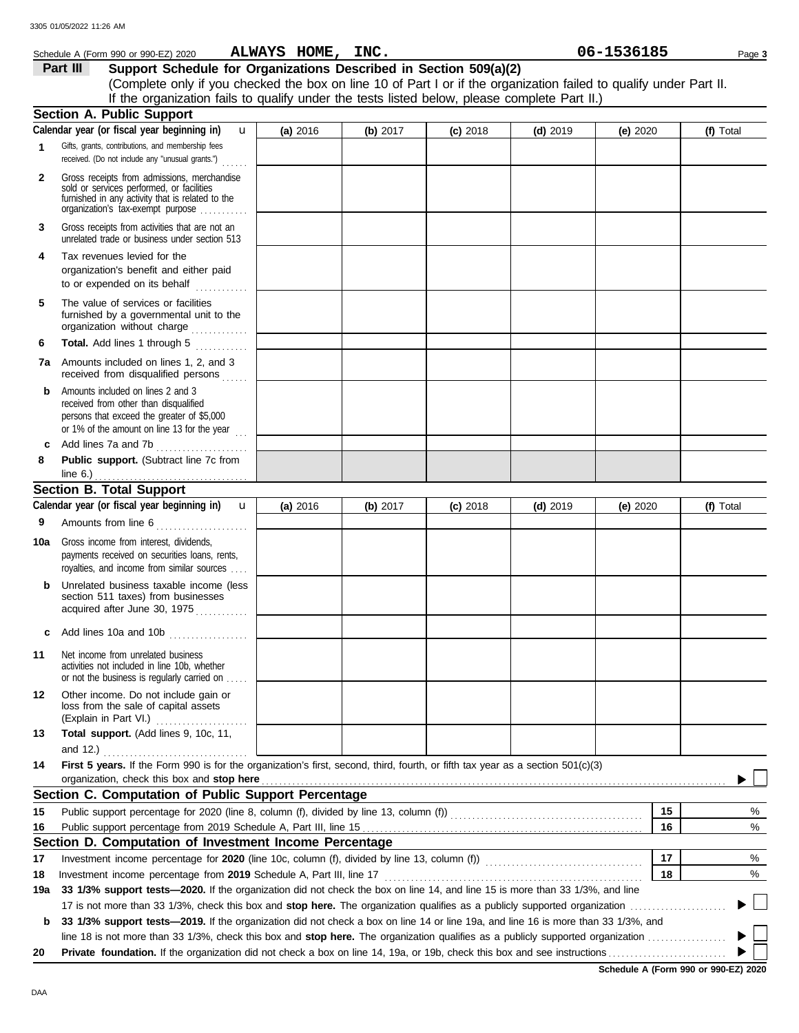3305 01/05/2022 11:26 AM

Schedule A (Form 990 or 990-EZ) 2020 **ALWAYS HOME, INC.** **06-1536185** Page **3**

## Part III Support Schedule for Organizations Described in Section 509(a)(2)

(Complete only if you checked the box on line 10 of Part I or if the organization failed to qualify under Part II. If the organization fails to qualify under the tests listed below, please complete Part II.)

### Section A. Public Support

| Calendar year (or fiscal year beginning in) | (a) 2016 | (b) 2017 | (c) 2018 | (d) 2019 | (e) 2020 | (f) Total |
|---|---|---|---|---|---|---|
| **1** Gifts, grants, contributions, and membership fees received. (Do not include any "unusual grants.") | | | | | | |
| **2** Gross receipts from admissions, merchandise sold or services performed, or facilities furnished in any activity that is related to the organization's tax-exempt purpose | | | | | | |
| **3** Gross receipts from activities that are not an unrelated trade or business under section 513 | | | | | | |
| **4** Tax revenues levied for the organization's benefit and either paid to or expended on its behalf | | | | | | |
| **5** The value of services or facilities furnished by a governmental unit to the organization without charge | | | | | | |
| **6** **Total.** Add lines 1 through 5 | | | | | | |
| **7a** Amounts included on lines 1, 2, and 3 received from disqualified persons | | | | | | |
| **b** Amounts included on lines 2 and 3 received from other than disqualified persons that exceed the greater of $5,000 or 1% of the amount on line 13 for the year | | | | | | |
| **c** Add lines 7a and 7b | | | | | | |
| **8** **Public support.** (Subtract line 7c from line 6.) | | | | | | |

### Section B. Total Support

| Calendar year (or fiscal year beginning in) | (a) 2016 | (b) 2017 | (c) 2018 | (d) 2019 | (e) 2020 | (f) Total |
|---|---|---|---|---|---|---|
| **9** Amounts from line 6 | | | | | | |
| **10a** Gross income from interest, dividends, payments received on securities loans, rents, royalties, and income from similar sources | | | | | | |
| **b** Unrelated business taxable income (less section 511 taxes) from businesses acquired after June 30, 1975 | | | | | | |
| **c** Add lines 10a and 10b | | | | | | |
| **11** Net income from unrelated business activities not included in line 10b, whether or not the business is regularly carried on | | | | | | |
| **12** Other income. Do not include gain or loss from the sale of capital assets (Explain in Part VI.) | | | | | | |
| **13** **Total support.** (Add lines 9, 10c, 11, and 12.) | | | | | | |

**14** **First 5 years.** If the Form 990 is for the organization's first, second, third, fourth, or fifth tax year as a section 501(c)(3) organization, check this box and **stop here** ☐

### Section C. Computation of Public Support Percentage

| | | | |
|---|---|---|---|
| **15** | Public support percentage for 2020 (line 8, column (f), divided by line 13, column (f)) | 15 | % |
| **16** | Public support percentage from 2019 Schedule A, Part III, line 15 | 16 | % |

### Section D. Computation of Investment Income Percentage

| | | | |
|---|---|---|---|
| **17** | Investment income percentage for **2020** (line 10c, column (f), divided by line 13, column (f)) | 17 | % |
| **18** | Investment income percentage from **2019** Schedule A, Part III, line 17 | 18 | % |

**19a** **33 1/3% support tests—2020.** If the organization did not check the box on line 14, and line 15 is more than 33 1/3%, and line 17 is not more than 33 1/3%, check this box and **stop here.** The organization qualifies as a publicly supported organization ☐

**b** **33 1/3% support tests—2019.** If the organization did not check a box on line 14 or line 19a, and line 16 is more than 33 1/3%, and line 18 is not more than 33 1/3%, check this box and **stop here.** The organization qualifies as a publicly supported organization ☐

**20** **Private foundation.** If the organization did not check a box on line 14, 19a, or 19b, check this box and see instructions ☐

**Schedule A (Form 990 or 990-EZ) 2020**

DAA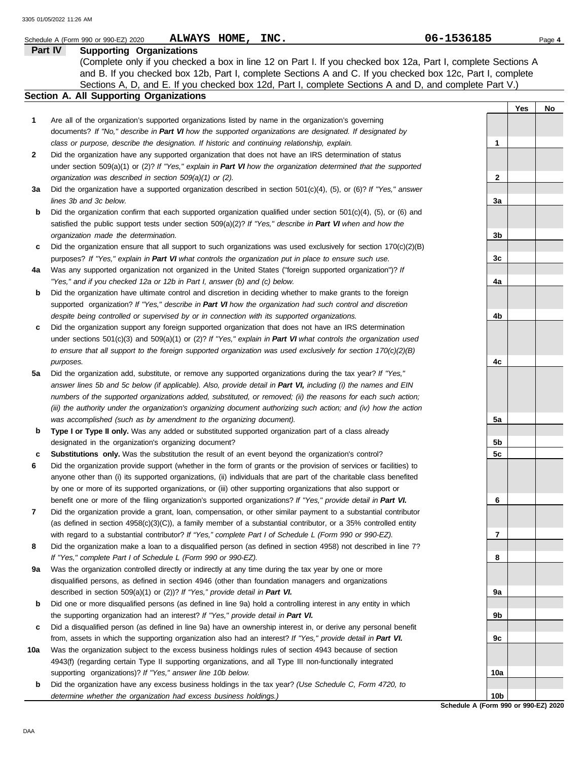Schedule A (Form 990 or 990-EZ) 2020 **ALWAYS HOME, INC.** **06-1536185**

## Part IV Supporting Organizations

(Complete only if you checked a box in line 12 on Part I. If you checked box 12a, Part I, complete Sections A and B. If you checked box 12b, Part I, complete Sections A and C. If you checked box 12c, Part I, complete Sections A, D, and E. If you checked box 12d, Part I, complete Sections A and D, and complete Part V.)

### Section A. All Supporting Organizations

| | | | Yes | No |
|---|---|---|---|---|
| **1** | Are all of the organization's supported organizations listed by name in the organization's governing documents? *If "No," describe in **Part VI** how the supported organizations are designated. If designated by class or purpose, describe the designation. If historic and continuing relationship, explain.* | 1 | | |
| **2** | Did the organization have any supported organization that does not have an IRS determination of status under section 509(a)(1) or (2)? *If "Yes," explain in **Part VI** how the organization determined that the supported organization was described in section 509(a)(1) or (2).* | 2 | | |
| **3a** | Did the organization have a supported organization described in section 501(c)(4), (5), or (6)? *If "Yes," answer lines 3b and 3c below.* | 3a | | |
| **b** | Did the organization confirm that each supported organization qualified under section 501(c)(4), (5), or (6) and satisfied the public support tests under section 509(a)(2)? *If "Yes," describe in **Part VI** when and how the organization made the determination.* | 3b | | |
| **c** | Did the organization ensure that all support to such organizations was used exclusively for section 170(c)(2)(B) purposes? *If "Yes," explain in **Part VI** what controls the organization put in place to ensure such use.* | 3c | | |
| **4a** | Was any supported organization not organized in the United States ("foreign supported organization")? *If "Yes," and if you checked 12a or 12b in Part I, answer (b) and (c) below.* | 4a | | |
| **b** | Did the organization have ultimate control and discretion in deciding whether to make grants to the foreign supported organization? *If "Yes," describe in **Part VI** how the organization had such control and discretion despite being controlled or supervised by or in connection with its supported organizations.* | 4b | | |
| **c** | Did the organization support any foreign supported organization that does not have an IRS determination under sections 501(c)(3) and 509(a)(1) or (2)? *If "Yes," explain in **Part VI** what controls the organization used to ensure that all support to the foreign supported organization was used exclusively for section 170(c)(2)(B) purposes.* | 4c | | |
| **5a** | Did the organization add, substitute, or remove any supported organizations during the tax year? *If "Yes," answer lines 5b and 5c below (if applicable). Also, provide detail in **Part VI,** including (i) the names and EIN numbers of the supported organizations added, substituted, or removed; (ii) the reasons for each such action; (iii) the authority under the organization's organizing document authorizing such action; and (iv) how the action was accomplished (such as by amendment to the organizing document).* | 5a | | |
| **b** | **Type I or Type II only.** Was any added or substituted supported organization part of a class already designated in the organization's organizing document? | 5b | | |
| **c** | **Substitutions only.** Was the substitution the result of an event beyond the organization's control? | 5c | | |
| **6** | Did the organization provide support (whether in the form of grants or the provision of services or facilities) to anyone other than (i) its supported organizations, (ii) individuals that are part of the charitable class benefited by one or more of its supported organizations, or (iii) other supporting organizations that also support or benefit one or more of the filing organization's supported organizations? *If "Yes," provide detail in **Part VI.*** | 6 | | |
| **7** | Did the organization provide a grant, loan, compensation, or other similar payment to a substantial contributor (as defined in section 4958(c)(3)(C)), a family member of a substantial contributor, or a 35% controlled entity with regard to a substantial contributor? *If "Yes," complete Part I of Schedule L (Form 990 or 990-EZ).* | 7 | | |
| **8** | Did the organization make a loan to a disqualified person (as defined in section 4958) not described in line 7? *If "Yes," complete Part I of Schedule L (Form 990 or 990-EZ).* | 8 | | |
| **9a** | Was the organization controlled directly or indirectly at any time during the tax year by one or more disqualified persons, as defined in section 4946 (other than foundation managers and organizations described in section 509(a)(1) or (2))? *If "Yes," provide detail in **Part VI.*** | 9a | | |
| **b** | Did one or more disqualified persons (as defined in line 9a) hold a controlling interest in any entity in which the supporting organization had an interest? *If "Yes," provide detail in **Part VI.*** | 9b | | |
| **c** | Did a disqualified person (as defined in line 9a) have an ownership interest in, or derive any personal benefit from, assets in which the supporting organization also had an interest? *If "Yes," provide detail in **Part VI.*** | 9c | | |
| **10a** | Was the organization subject to the excess business holdings rules of section 4943 because of section 4943(f) (regarding certain Type II supporting organizations, and all Type III non-functionally integrated supporting organizations)? *If "Yes," answer line 10b below.* | 10a | | |
| **b** | Did the organization have any excess business holdings in the tax year? *(Use Schedule C, Form 4720, to determine whether the organization had excess business holdings.)* | 10b | | |

**Schedule A (Form 990 or 990-EZ) 2020**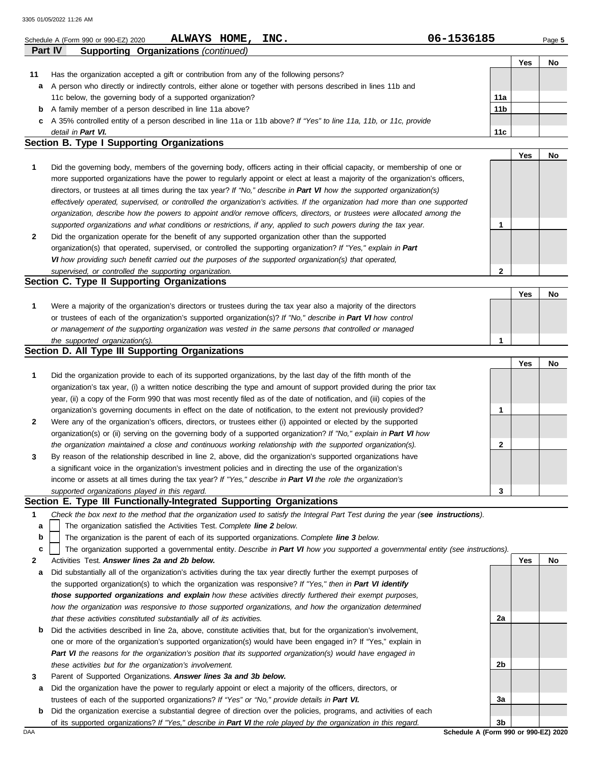Schedule A (Form 990 or 990-EZ) 2020 **ALWAYS HOME, INC.** **06-1536185** Page **5**

**Part IV Supporting Organizations** *(continued)*

| | | | Yes | No |
|---|---|---|---|---|
| **11** | Has the organization accepted a gift or contribution from any of the following persons? | | | |
| **a** | A person who directly or indirectly controls, either alone or together with persons described in lines 11b and 11c below, the governing body of a supported organization? | **11a** | | |
| **b** | A family member of a person described in line 11a above? | **11b** | | |
| **c** | A 35% controlled entity of a person described in line 11a or 11b above? *If "Yes" to line 11a, 11b, or 11c, provide detail in* ***Part VI.*** | **11c** | | |

## Section B. Type I Supporting Organizations

| | | | Yes | No |
|---|---|---|---|---|
| **1** | Did the governing body, members of the governing body, officers acting in their official capacity, or membership of one or more supported organizations have the power to regularly appoint or elect at least a majority of the organization's officers, directors, or trustees at all times during the tax year? *If "No," describe in* ***Part VI*** *how the supported organization(s) effectively operated, supervised, or controlled the organization's activities. If the organization had more than one supported organization, describe how the powers to appoint and/or remove officers, directors, or trustees were allocated among the supported organizations and what conditions or restrictions, if any, applied to such powers during the tax year.* | **1** | | |
| **2** | Did the organization operate for the benefit of any supported organization other than the supported organization(s) that operated, supervised, or controlled the supporting organization? *If "Yes," explain in* ***Part VI*** *how providing such benefit carried out the purposes of the supported organization(s) that operated, supervised, or controlled the supporting organization.* | **2** | | |

## Section C. Type II Supporting Organizations

| | | | Yes | No |
|---|---|---|---|---|
| **1** | Were a majority of the organization's directors or trustees during the tax year also a majority of the directors or trustees of each of the organization's supported organization(s)? *If "No," describe in* ***Part VI*** *how control or management of the supporting organization was vested in the same persons that controlled or managed the supported organization(s).* | **1** | | |

## Section D. All Type III Supporting Organizations

| | | | Yes | No |
|---|---|---|---|---|
| **1** | Did the organization provide to each of its supported organizations, by the last day of the fifth month of the organization's tax year, (i) a written notice describing the type and amount of support provided during the prior tax year, (ii) a copy of the Form 990 that was most recently filed as of the date of notification, and (iii) copies of the organization's governing documents in effect on the date of notification, to the extent not previously provided? | **1** | | |
| **2** | Were any of the organization's officers, directors, or trustees either (i) appointed or elected by the supported organization(s) or (ii) serving on the governing body of a supported organization? *If "No," explain in* ***Part VI*** *how the organization maintained a close and continuous working relationship with the supported organization(s).* | **2** | | |
| **3** | By reason of the relationship described in line 2, above, did the organization's supported organizations have a significant voice in the organization's investment policies and in directing the use of the organization's income or assets at all times during the tax year? *If "Yes," describe in* ***Part VI*** *the role the organization's supported organizations played in this regard.* | **3** | | |

## Section E. Type III Functionally-Integrated Supporting Organizations

**1** *Check the box next to the method that the organization used to satisfy the Integral Part Test during the year (****see instructions****).*

- **a** ☐ The organization satisfied the Activities Test. *Complete* ***line 2*** *below.*
- **b** ☐ The organization is the parent of each of its supported organizations. *Complete* ***line 3*** *below.*
- **c** ☐ The organization supported a governmental entity. *Describe in* ***Part VI*** *how you supported a governmental entity (see instructions).*

| | | | Yes | No |
|---|---|---|---|---|
| **2** | Activities Test. ***Answer lines 2a and 2b below.*** | | | |
| **a** | Did substantially all of the organization's activities during the tax year directly further the exempt purposes of the supported organization(s) to which the organization was responsive? *If "Yes," then in* ***Part VI identify those supported organizations and explain*** *how these activities directly furthered their exempt purposes, how the organization was responsive to those supported organizations, and how the organization determined that these activities constituted substantially all of its activities.* | **2a** | | |
| **b** | Did the activities described in line 2a, above, constitute activities that, but for the organization's involvement, one or more of the organization's supported organization(s) would have been engaged in? If "Yes," explain in ***Part VI*** *the reasons for the organization's position that its supported organization(s) would have engaged in these activities but for the organization's involvement.* | **2b** | | |
| **3** | Parent of Supported Organizations. ***Answer lines 3a and 3b below.*** | | | |
| **a** | Did the organization have the power to regularly appoint or elect a majority of the officers, directors, or trustees of each of the supported organizations? *If "Yes" or "No," provide details in* ***Part VI.*** | **3a** | | |
| **b** | Did the organization exercise a substantial degree of direction over the policies, programs, and activities of each of its supported organizations? *If "Yes," describe in* ***Part VI*** *the role played by the organization in this regard.* | **3b** | | |

**Schedule A (Form 990 or 990-EZ) 2020**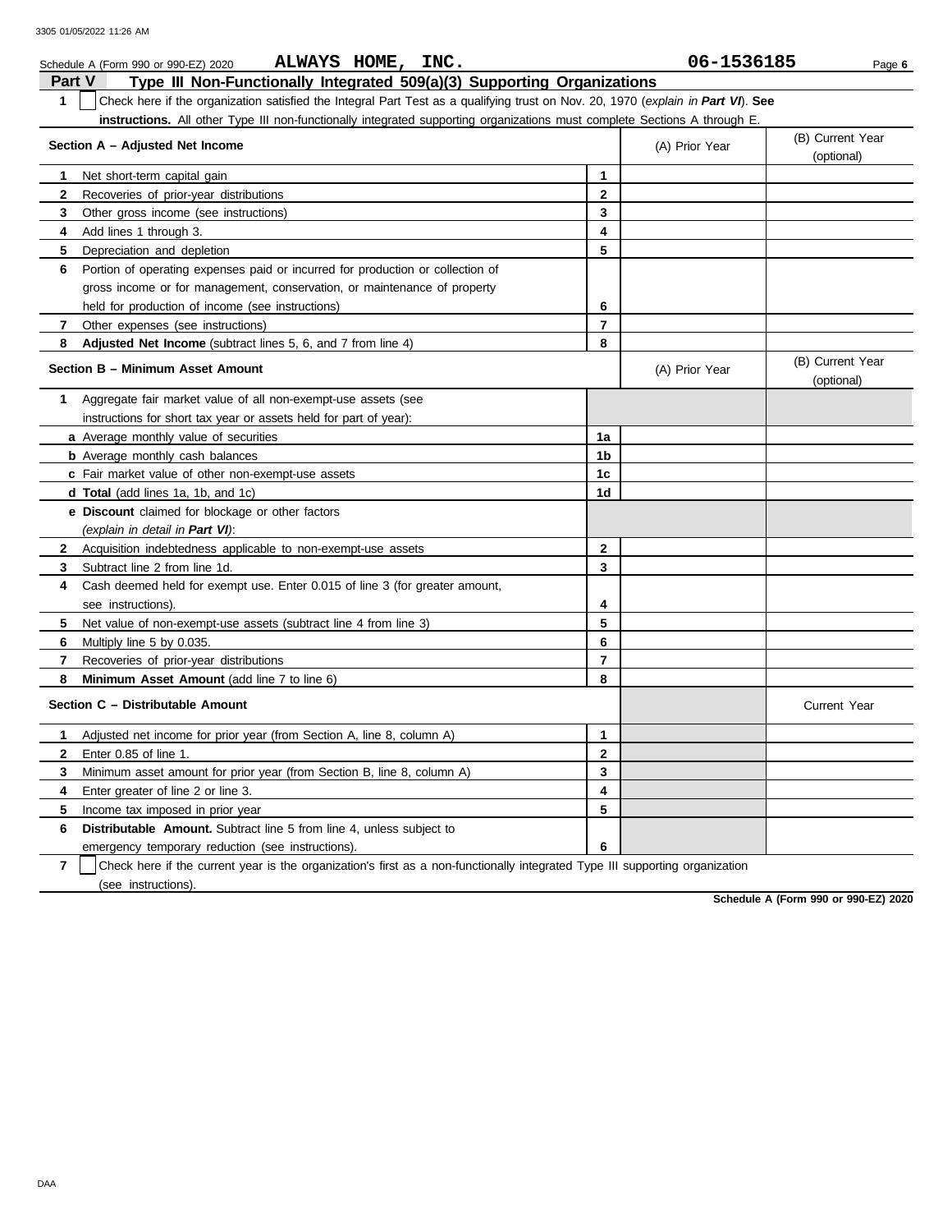Schedule A (Form 990 or 990-EZ) 2020 **ALWAYS HOME, INC.** **06-1536185** Page **6**

## Part V Type III Non-Functionally Integrated 509(a)(3) Supporting Organizations

**1** ☐ Check here if the organization satisfied the Integral Part Test as a qualifying trust on Nov. 20, 1970 (*explain in* ***Part VI***). **See instructions.** All other Type III non-functionally integrated supporting organizations must complete Sections A through E.

| Section A – Adjusted Net Income | | (A) Prior Year | (B) Current Year (optional) |
|---|---|---|---|
| **1** Net short-term capital gain | **1** | | |
| **2** Recoveries of prior-year distributions | **2** | | |
| **3** Other gross income (see instructions) | **3** | | |
| **4** Add lines 1 through 3. | **4** | | |
| **5** Depreciation and depletion | **5** | | |
| **6** Portion of operating expenses paid or incurred for production or collection of gross income or for management, conservation, or maintenance of property held for production of income (see instructions) | **6** | | |
| **7** Other expenses (see instructions) | **7** | | |
| **8** **Adjusted Net Income** (subtract lines 5, 6, and 7 from line 4) | **8** | | |

| Section B – Minimum Asset Amount | | (A) Prior Year | (B) Current Year (optional) |
|---|---|---|---|
| **1** Aggregate fair market value of all non-exempt-use assets (see instructions for short tax year or assets held for part of year): | | | |
| **a** Average monthly value of securities | **1a** | | |
| **b** Average monthly cash balances | **1b** | | |
| **c** Fair market value of other non-exempt-use assets | **1c** | | |
| **d** **Total** (add lines 1a, 1b, and 1c) | **1d** | | |
| **e** **Discount** claimed for blockage or other factors (*explain in detail in* ***Part VI***): | | | |
| **2** Acquisition indebtedness applicable to non-exempt-use assets | **2** | | |
| **3** Subtract line 2 from line 1d. | **3** | | |
| **4** Cash deemed held for exempt use. Enter 0.015 of line 3 (for greater amount, see instructions). | **4** | | |
| **5** Net value of non-exempt-use assets (subtract line 4 from line 3) | **5** | | |
| **6** Multiply line 5 by 0.035. | **6** | | |
| **7** Recoveries of prior-year distributions | **7** | | |
| **8** **Minimum Asset Amount** (add line 7 to line 6) | **8** | | |

| Section C – Distributable Amount | | | Current Year |
|---|---|---|---|
| **1** Adjusted net income for prior year (from Section A, line 8, column A) | **1** | | |
| **2** Enter 0.85 of line 1. | **2** | | |
| **3** Minimum asset amount for prior year (from Section B, line 8, column A) | **3** | | |
| **4** Enter greater of line 2 or line 3. | **4** | | |
| **5** Income tax imposed in prior year | **5** | | |
| **6** **Distributable Amount.** Subtract line 5 from line 4, unless subject to emergency temporary reduction (see instructions). | **6** | | |

**7** ☐ Check here if the current year is the organization's first as a non-functionally integrated Type III supporting organization (see instructions).

**Schedule A (Form 990 or 990-EZ) 2020**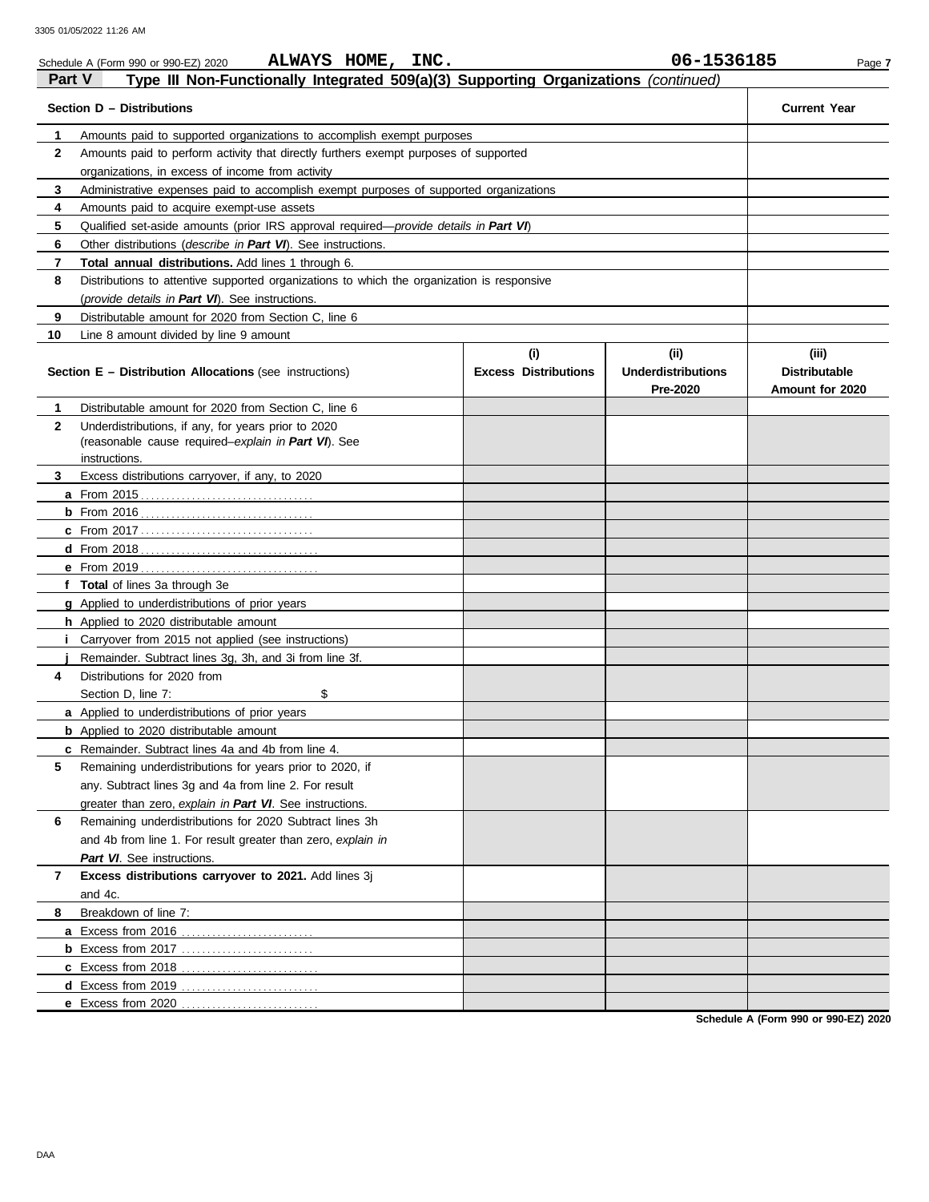Schedule A (Form 990 or 990-EZ) 2020 **ALWAYS HOME, INC.** **06-1536185**

## Part V Type III Non-Functionally Integrated 509(a)(3) Supporting Organizations *(continued)*

| | Section D – Distributions | Current Year |
|---|---|---|
| 1 | Amounts paid to supported organizations to accomplish exempt purposes | |
| 2 | Amounts paid to perform activity that directly furthers exempt purposes of supported organizations, in excess of income from activity | |
| 3 | Administrative expenses paid to accomplish exempt purposes of supported organizations | |
| 4 | Amounts paid to acquire exempt-use assets | |
| 5 | Qualified set-aside amounts (prior IRS approval required—*provide details in **Part VI***) | |
| 6 | Other distributions (*describe in **Part VI***). See instructions. | |
| 7 | **Total annual distributions.** Add lines 1 through 6. | |
| 8 | Distributions to attentive supported organizations to which the organization is responsive (*provide details in **Part VI***). See instructions. | |
| 9 | Distributable amount for 2020 from Section C, line 6 | |
| 10 | Line 8 amount divided by line 9 amount | |

| | Section E – Distribution Allocations (see instructions) | (i) Excess Distributions | (ii) Underdistributions Pre-2020 | (iii) Distributable Amount for 2020 |
|---|---|---|---|---|
| 1 | Distributable amount for 2020 from Section C, line 6 | | | |
| 2 | Underdistributions, if any, for years prior to 2020 (reasonable cause required–*explain in **Part VI***). See instructions. | | | |
| 3 | Excess distributions carryover, if any, to 2020 | | | |
| a | From 2015 | | | |
| b | From 2016 | | | |
| c | From 2017 | | | |
| d | From 2018 | | | |
| e | From 2019 | | | |
| f | **Total** of lines 3a through 3e | | | |
| g | Applied to underdistributions of prior years | | | |
| h | Applied to 2020 distributable amount | | | |
| i | Carryover from 2015 not applied (see instructions) | | | |
| j | Remainder. Subtract lines 3g, 3h, and 3i from line 3f. | | | |
| 4 | Distributions for 2020 from Section D, line 7: $ | | | |
| a | Applied to underdistributions of prior years | | | |
| b | Applied to 2020 distributable amount | | | |
| c | Remainder. Subtract lines 4a and 4b from line 4. | | | |
| 5 | Remaining underdistributions for years prior to 2020, if any. Subtract lines 3g and 4a from line 2. For result greater than zero, *explain in **Part VI***. See instructions. | | | |
| 6 | Remaining underdistributions for 2020 Subtract lines 3h and 4b from line 1. For result greater than zero, *explain in **Part VI***. See instructions. | | | |
| 7 | **Excess distributions carryover to 2021.** Add lines 3j and 4c. | | | |
| 8 | Breakdown of line 7: | | | |
| a | Excess from 2016 | | | |
| b | Excess from 2017 | | | |
| c | Excess from 2018 | | | |
| d | Excess from 2019 | | | |
| e | Excess from 2020 | | | |

Schedule A (Form 990 or 990-EZ) 2020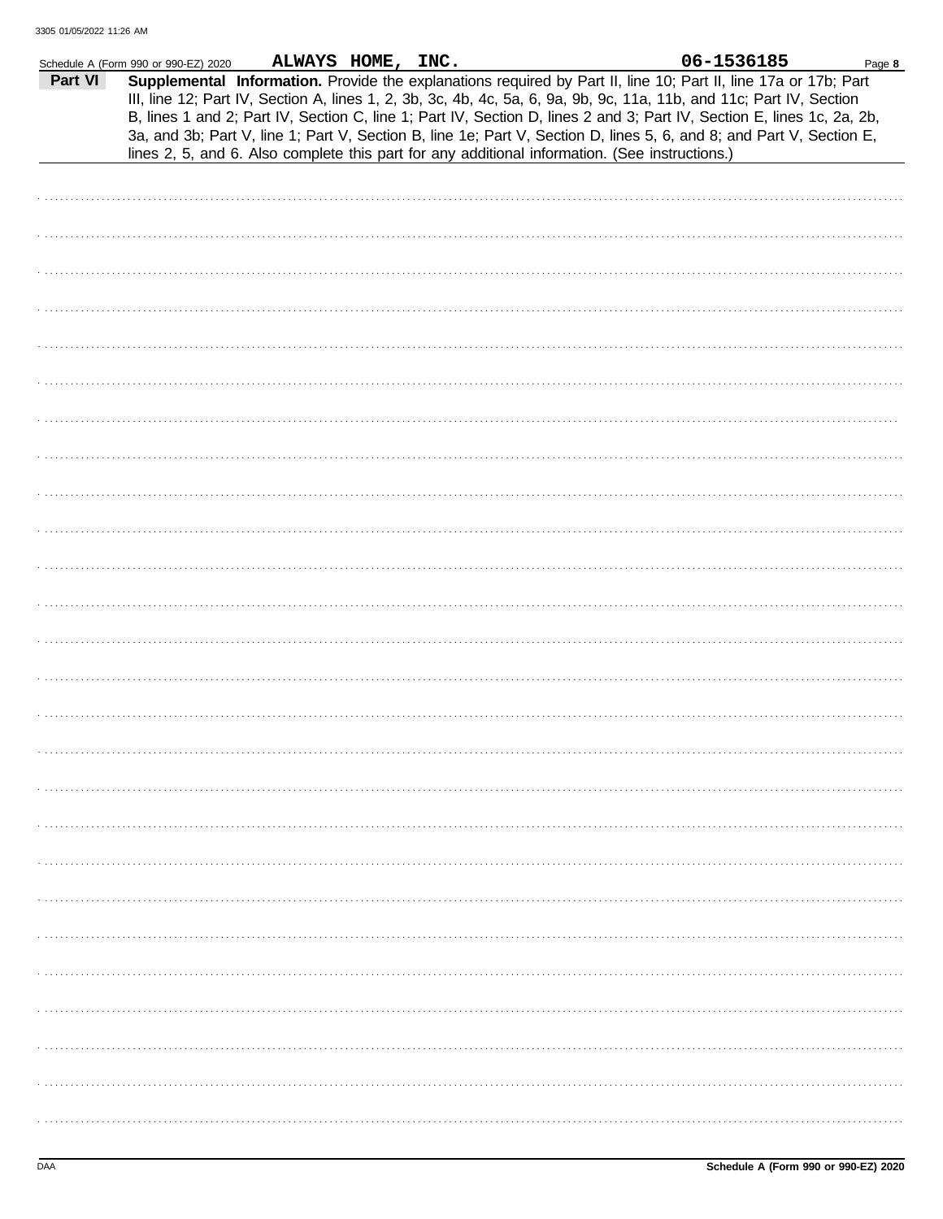Schedule A (Form 990 or 990-EZ) 2020 ALWAYS HOME, INC. 06-1536185 Page **8**

**Part VI** **Supplemental Information.** Provide the explanations required by Part II, line 10; Part II, line 17a or 17b; Part III, line 12; Part IV, Section A, lines 1, 2, 3b, 3c, 4b, 4c, 5a, 6, 9a, 9b, 9c, 11a, 11b, and 11c; Part IV, Section B, lines 1 and 2; Part IV, Section C, line 1; Part IV, Section D, lines 2 and 3; Part IV, Section E, lines 1c, 2a, 2b, 3a, and 3b; Part V, line 1; Part V, Section B, line 1e; Part V, Section D, lines 5, 6, and 8; and Part V, Section E, lines 2, 5, and 6. Also complete this part for any additional information. (See instructions.)

DAA **Schedule A (Form 990 or 990-EZ) 2020**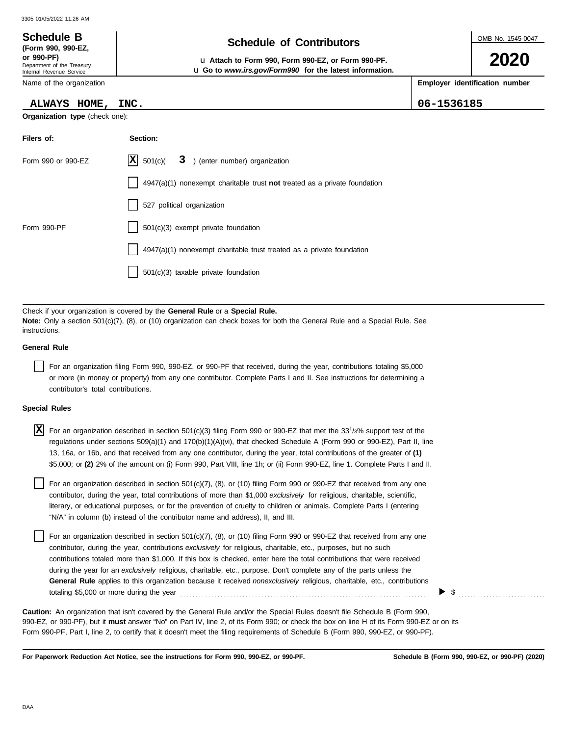**Schedule B** (Form 990, 990-EZ, or 990-PF)
Department of the Treasury
Internal Revenue Service

# Schedule of Contributors

u **Attach to Form 990, Form 990-EZ, or Form 990-PF.**
u **Go to *www.irs.gov/Form990* for the latest information.**

OMB No. 1545-0047

**2020**

| Name of the organization | Employer identification number |
|---|---|
| ALWAYS HOME, INC. | 06-1536185 |

**Organization type** (check one):

| Filers of: | Section: |
|---|---|
| Form 990 or 990-EZ | [X] 501(c)( 3 ) (enter number) organization |
| | [ ] 4947(a)(1) nonexempt charitable trust **not** treated as a private foundation |
| | [ ] 527 political organization |
| Form 990-PF | [ ] 501(c)(3) exempt private foundation |
| | [ ] 4947(a)(1) nonexempt charitable trust treated as a private foundation |
| | [ ] 501(c)(3) taxable private foundation |

Check if your organization is covered by the **General Rule** or a **Special Rule.**

**Note:** Only a section 501(c)(7), (8), or (10) organization can check boxes for both the General Rule and a Special Rule. See instructions.

**General Rule**

[ ] For an organization filing Form 990, 990-EZ, or 990-PF that received, during the year, contributions totaling $5,000 or more (in money or property) from any one contributor. Complete Parts I and II. See instructions for determining a contributor's total contributions.

**Special Rules**

[X] For an organization described in section 501(c)(3) filing Form 990 or 990-EZ that met the 33 1/3% support test of the regulations under sections 509(a)(1) and 170(b)(1)(A)(vi), that checked Schedule A (Form 990 or 990-EZ), Part II, line 13, 16a, or 16b, and that received from any one contributor, during the year, total contributions of the greater of **(1)** $5,000; or **(2)** 2% of the amount on (i) Form 990, Part VIII, line 1h; or (ii) Form 990-EZ, line 1. Complete Parts I and II.

[ ] For an organization described in section 501(c)(7), (8), or (10) filing Form 990 or 990-EZ that received from any one contributor, during the year, total contributions of more than $1,000 *exclusively* for religious, charitable, scientific, literary, or educational purposes, or for the prevention of cruelty to children or animals. Complete Parts I (entering "N/A" in column (b) instead of the contributor name and address), II, and III.

[ ] For an organization described in section 501(c)(7), (8), or (10) filing Form 990 or 990-EZ that received from any one contributor, during the year, contributions *exclusively* for religious, charitable, etc., purposes, but no such contributions totaled more than $1,000. If this box is checked, enter here the total contributions that were received during the year for an *exclusively* religious, charitable, etc., purpose. Don't complete any of the parts unless the **General Rule** applies to this organization because it received *nonexclusively* religious, charitable, etc., contributions totaling $5,000 or more during the year ▶ $ ..........

**Caution:** An organization that isn't covered by the General Rule and/or the Special Rules doesn't file Schedule B (Form 990, 990-EZ, or 990-PF), but it **must** answer "No" on Part IV, line 2, of its Form 990; or check the box on line H of its Form 990-EZ or on its Form 990-PF, Part I, line 2, to certify that it doesn't meet the filing requirements of Schedule B (Form 990, 990-EZ, or 990-PF).

**For Paperwork Reduction Act Notice, see the instructions for Form 990, 990-EZ, or 990-PF.** **Schedule B (Form 990, 990-EZ, or 990-PF) (2020)**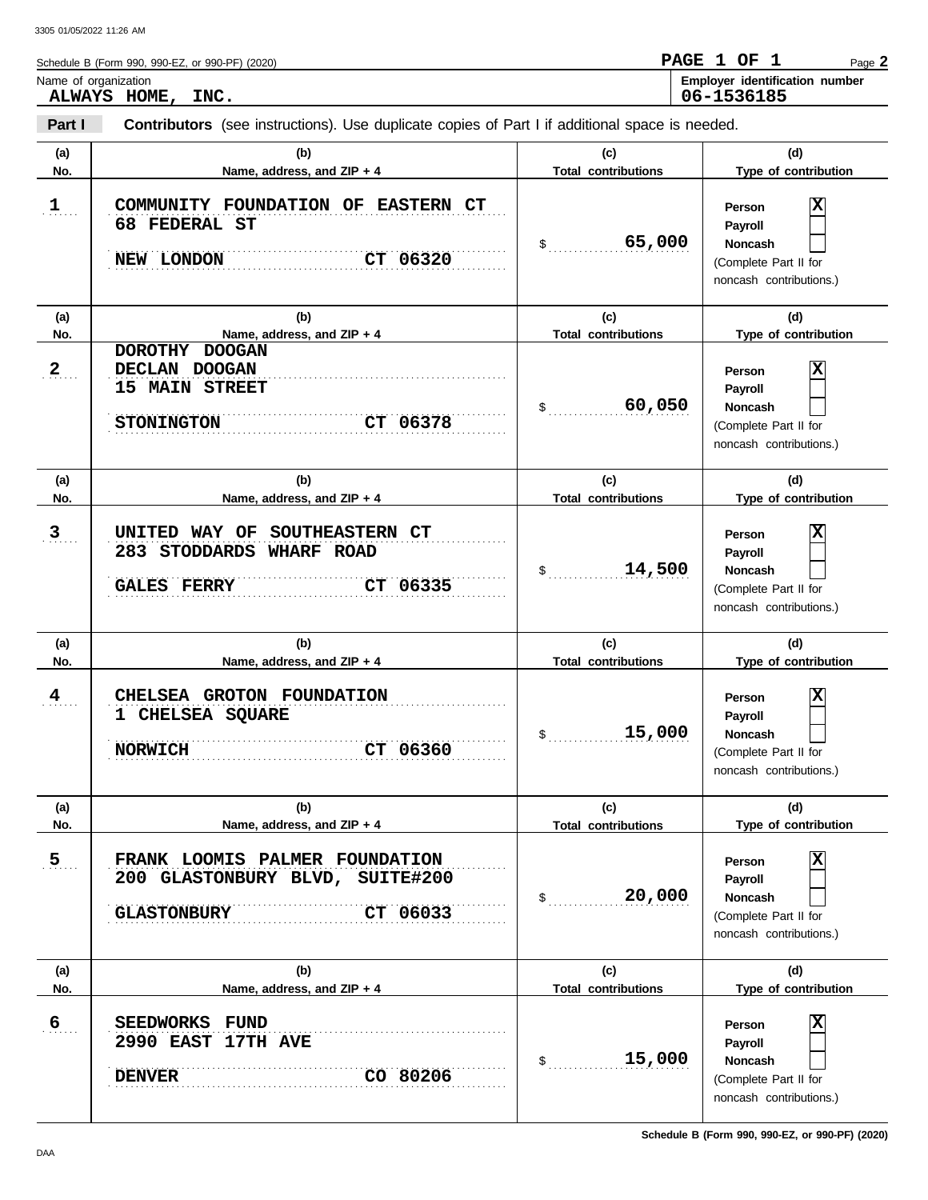Schedule B (Form 990, 990-EZ, or 990-PF) (2020)

**PAGE 1 OF 1** Page **2**

Name of organization: **ALWAYS HOME, INC.**

**Employer identification number:** **06-1536185**

**Part I** **Contributors** (see instructions). Use duplicate copies of Part I if additional space is needed.

| (a) No. | (b) Name, address, and ZIP + 4 | (c) Total contributions | (d) Type of contribution |
|---|---|---|---|
| 1 | COMMUNITY FOUNDATION OF EASTERN CT<br>68 FEDERAL ST<br>NEW LONDON CT 06320 | $ 65,000 | Person [X]<br>Payroll [ ]<br>Noncash [ ]<br>(Complete Part II for noncash contributions.) |
| 2 | DOROTHY DOOGAN<br>DECLAN DOOGAN<br>15 MAIN STREET<br>STONINGTON CT 06378 | $ 60,050 | Person [X]<br>Payroll [ ]<br>Noncash [ ]<br>(Complete Part II for noncash contributions.) |
| 3 | UNITED WAY OF SOUTHEASTERN CT<br>283 STODDARDS WHARF ROAD<br>GALES FERRY CT 06335 | $ 14,500 | Person [X]<br>Payroll [ ]<br>Noncash [ ]<br>(Complete Part II for noncash contributions.) |
| 4 | CHELSEA GROTON FOUNDATION<br>1 CHELSEA SQUARE<br>NORWICH CT 06360 | $ 15,000 | Person [X]<br>Payroll [ ]<br>Noncash [ ]<br>(Complete Part II for noncash contributions.) |
| 5 | FRANK LOOMIS PALMER FOUNDATION<br>200 GLASTONBURY BLVD, SUITE#200<br>GLASTONBURY CT 06033 | $ 20,000 | Person [X]<br>Payroll [ ]<br>Noncash [ ]<br>(Complete Part II for noncash contributions.) |
| 6 | SEEDWORKS FUND<br>2990 EAST 17TH AVE<br>DENVER CO 80206 | $ 15,000 | Person [X]<br>Payroll [ ]<br>Noncash [ ]<br>(Complete Part II for noncash contributions.) |

Schedule B (Form 990, 990-EZ, or 990-PF) (2020)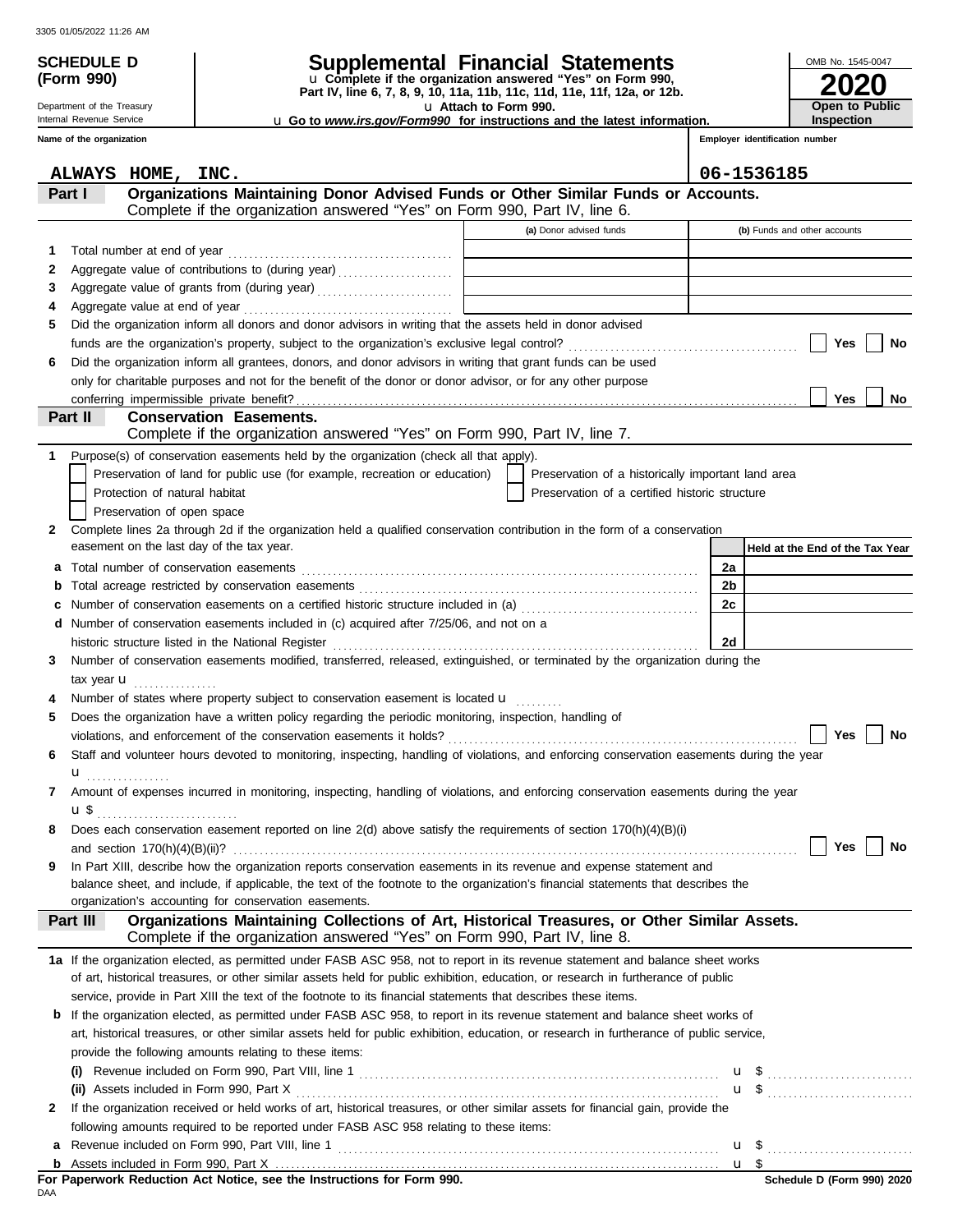**SCHEDULE D (Form 990)**

Department of the Treasury
Internal Revenue Service

# Supplemental Financial Statements

u Complete if the organization answered "Yes" on Form 990, Part IV, line 6, 7, 8, 9, 10, 11a, 11b, 11c, 11d, 11e, 11f, 12a, or 12b.

u Attach to Form 990.

u Go to *www.irs.gov/Form990* for instructions and the latest information.

OMB No. 1545-0047

**2020**

**Open to Public Inspection**

| Name of the organization | Employer identification number |
|---|---|
| ALWAYS HOME, INC. | 06-1536185 |

## Part I Organizations Maintaining Donor Advised Funds or Other Similar Funds or Accounts.

Complete if the organization answered "Yes" on Form 990, Part IV, line 6.

| | | (a) Donor advised funds | (b) Funds and other accounts |
|---|---|---|---|
| 1 | Total number at end of year | | |
| 2 | Aggregate value of contributions to (during year) | | |
| 3 | Aggregate value of grants from (during year) | | |
| 4 | Aggregate value at end of year | | |

5 Did the organization inform all donors and donor advisors in writing that the assets held in donor advised funds are the organization's property, subject to the organization's exclusive legal control? ☐ Yes ☐ No

6 Did the organization inform all grantees, donors, and donor advisors in writing that grant funds can be used only for charitable purposes and not for the benefit of the donor or donor advisor, or for any other purpose conferring impermissible private benefit? ☐ Yes ☐ No

## Part II Conservation Easements.

Complete if the organization answered "Yes" on Form 990, Part IV, line 7.

1 Purpose(s) of conservation easements held by the organization (check all that apply).

- ☐ Preservation of land for public use (for example, recreation or education)
- ☐ Preservation of a historically important land area
- ☐ Protection of natural habitat
- ☐ Preservation of a certified historic structure
- ☐ Preservation of open space

2 Complete lines 2a through 2d if the organization held a qualified conservation contribution in the form of a conservation easement on the last day of the tax year.

| | | | Held at the End of the Tax Year |
|---|---|---|---|
| a | Total number of conservation easements | 2a | |
| b | Total acreage restricted by conservation easements | 2b | |
| c | Number of conservation easements on a certified historic structure included in (a) | 2c | |
| d | Number of conservation easements included in (c) acquired after 7/25/06, and not on a historic structure listed in the National Register | 2d | |

3 Number of conservation easements modified, transferred, released, extinguished, or terminated by the organization during the tax year u ................

4 Number of states where property subject to conservation easement is located u .........

5 Does the organization have a written policy regarding the periodic monitoring, inspection, handling of violations, and enforcement of the conservation easements it holds? ☐ Yes ☐ No

6 Staff and volunteer hours devoted to monitoring, inspecting, handling of violations, and enforcing conservation easements during the year u ................

7 Amount of expenses incurred in monitoring, inspecting, handling of violations, and enforcing conservation easements during the year u $ ..........................

8 Does each conservation easement reported on line 2(d) above satisfy the requirements of section 170(h)(4)(B)(i) and section 170(h)(4)(B)(ii)? ☐ Yes ☐ No

9 In Part XIII, describe how the organization reports conservation easements in its revenue and expense statement and balance sheet, and include, if applicable, the text of the footnote to the organization's financial statements that describes the organization's accounting for conservation easements.

## Part III Organizations Maintaining Collections of Art, Historical Treasures, or Other Similar Assets.

Complete if the organization answered "Yes" on Form 990, Part IV, line 8.

1a If the organization elected, as permitted under FASB ASC 958, not to report in its revenue statement and balance sheet works of art, historical treasures, or other similar assets held for public exhibition, education, or research in furtherance of public service, provide in Part XIII the text of the footnote to its financial statements that describes these items.

b If the organization elected, as permitted under FASB ASC 958, to report in its revenue statement and balance sheet works of art, historical treasures, or other similar assets held for public exhibition, education, or research in furtherance of public service, provide the following amounts relating to these items:

(i) Revenue included on Form 990, Part VIII, line 1 ........ u $ ..........................

(ii) Assets included in Form 990, Part X ........ u $ ..........................

2 If the organization received or held works of art, historical treasures, or other similar assets for financial gain, provide the following amounts required to be reported under FASB ASC 958 relating to these items:

a Revenue included on Form 990, Part VIII, line 1 ........ u $ ..........................

b Assets included in Form 990, Part X ........ u $

**For Paperwork Reduction Act Notice, see the Instructions for Form 990.**

DAA

**Schedule D (Form 990) 2020**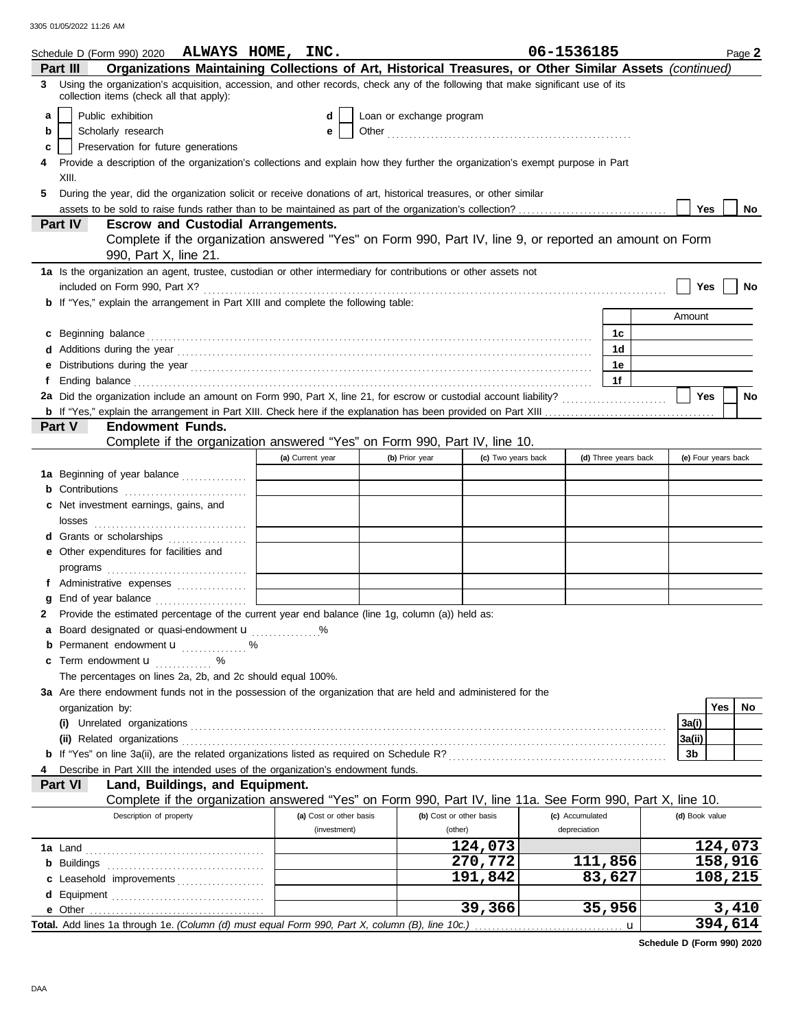Schedule D (Form 990) 2020 **ALWAYS HOME, INC.** **06-1536185** Page **2**

**Part III — Organizations Maintaining Collections of Art, Historical Treasures, or Other Similar Assets** *(continued)*

**3** Using the organization's acquisition, accession, and other records, check any of the following that make significant use of its collection items (check all that apply):

- **a** ☐ Public exhibition
- **b** ☐ Scholarly research
- **c** ☐ Preservation for future generations
- **d** ☐ Loan or exchange program
- **e** ☐ Other

**4** Provide a description of the organization's collections and explain how they further the organization's exempt purpose in Part XIII.

**5** During the year, did the organization solicit or receive donations of art, historical treasures, or other similar assets to be sold to raise funds rather than to be maintained as part of the organization's collection? ☐ Yes ☐ No

**Part IV — Escrow and Custodial Arrangements.**
Complete if the organization answered "Yes" on Form 990, Part IV, line 9, or reported an amount on Form 990, Part X, line 21.

**1a** Is the organization an agent, trustee, custodian or other intermediary for contributions or other assets not included on Form 990, Part X? ☐ Yes ☐ No

**b** If "Yes," explain the arrangement in Part XIII and complete the following table:

| | | Amount |
|---|---|---|
| **c** Beginning balance | 1c | |
| **d** Additions during the year | 1d | |
| **e** Distributions during the year | 1e | |
| **f** Ending balance | 1f | |

**2a** Did the organization include an amount on Form 990, Part X, line 21, for escrow or custodial account liability? ☐ Yes ☐ No

**b** If "Yes," explain the arrangement in Part XIII. Check here if the explanation has been provided on Part XIII ☐

**Part V — Endowment Funds.**
Complete if the organization answered "Yes" on Form 990, Part IV, line 10.

| | (a) Current year | (b) Prior year | (c) Two years back | (d) Three years back | (e) Four years back |
|---|---|---|---|---|---|
| **1a** Beginning of year balance | | | | | |
| **b** Contributions | | | | | |
| **c** Net investment earnings, gains, and losses | | | | | |
| **d** Grants or scholarships | | | | | |
| **e** Other expenditures for facilities and programs | | | | | |
| **f** Administrative expenses | | | | | |
| **g** End of year balance | | | | | |

**2** Provide the estimated percentage of the current year end balance (line 1g, column (a)) held as:

- **a** Board designated or quasi-endowment ▶ ____ %
- **b** Permanent endowment ▶ ____ %
- **c** Term endowment ▶ ____ %

The percentages on lines 2a, 2b, and 2c should equal 100%.

**3a** Are there endowment funds not in the possession of the organization that are held and administered for the organization by:

| | | Yes | No |
|---|---|---|---|
| **(i)** Unrelated organizations | 3a(i) | | |
| **(ii)** Related organizations | 3a(ii) | | |
| **b** If "Yes" on line 3a(ii), are the related organizations listed as required on Schedule R? | 3b | | |

**4** Describe in Part XIII the intended uses of the organization's endowment funds.

**Part VI — Land, Buildings, and Equipment.**
Complete if the organization answered "Yes" on Form 990, Part IV, line 11a. See Form 990, Part X, line 10.

| Description of property | (a) Cost or other basis (investment) | (b) Cost or other basis (other) | (c) Accumulated depreciation | (d) Book value |
|---|---|---|---|---|
| **1a** Land | | 124,073 | | 124,073 |
| **b** Buildings | | 270,772 | 111,856 | 158,916 |
| **c** Leasehold improvements | | 191,842 | 83,627 | 108,215 |
| **d** Equipment | | | | |
| **e** Other | | 39,366 | 35,956 | 3,410 |
| **Total.** Add lines 1a through 1e. *(Column (d) must equal Form 990, Part X, column (B), line 10c.)* ▶ | | | | 394,614 |

**Schedule D (Form 990) 2020**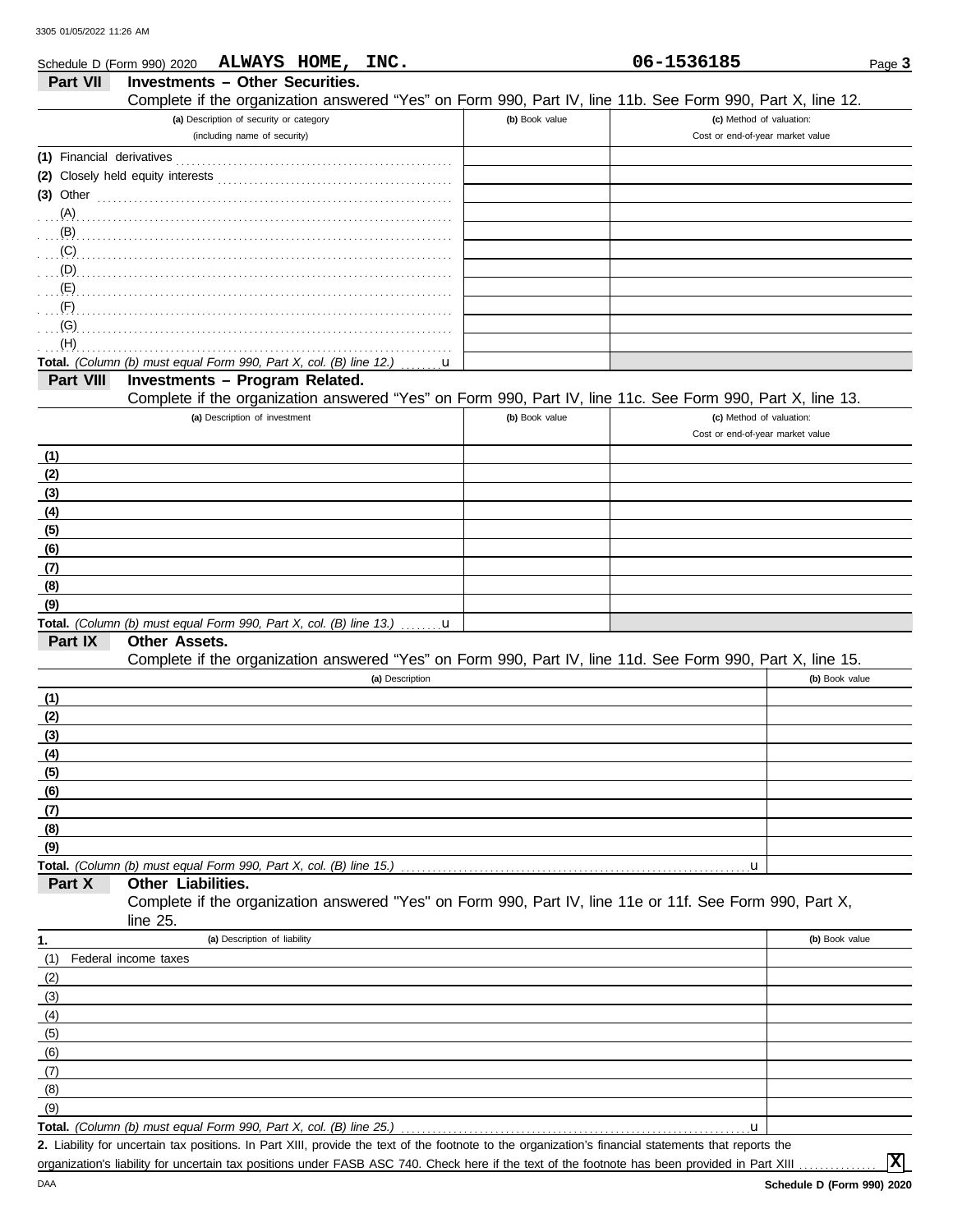Schedule D (Form 990) 2020 **ALWAYS HOME, INC.** **06-1536185** Page **3**

## Part VII Investments – Other Securities.

Complete if the organization answered "Yes" on Form 990, Part IV, line 11b. See Form 990, Part X, line 12.

| (a) Description of security or category (including name of security) | (b) Book value | (c) Method of valuation: Cost or end-of-year market value |
|---|---|---|
| (1) Financial derivatives | | |
| (2) Closely held equity interests | | |
| (3) Other | | |
| (A) | | |
| (B) | | |
| (C) | | |
| (D) | | |
| (E) | | |
| (F) | | |
| (G) | | |
| (H) | | |
| **Total.** *(Column (b) must equal Form 990, Part X, col. (B) line 12.)* u | | |

## Part VIII Investments – Program Related.

Complete if the organization answered "Yes" on Form 990, Part IV, line 11c. See Form 990, Part X, line 13.

| (a) Description of investment | (b) Book value | (c) Method of valuation: Cost or end-of-year market value |
|---|---|---|
| (1) | | |
| (2) | | |
| (3) | | |
| (4) | | |
| (5) | | |
| (6) | | |
| (7) | | |
| (8) | | |
| (9) | | |
| **Total.** *(Column (b) must equal Form 990, Part X, col. (B) line 13.)* u | | |

## Part IX Other Assets.

Complete if the organization answered "Yes" on Form 990, Part IV, line 11d. See Form 990, Part X, line 15.

| (a) Description | (b) Book value |
|---|---|
| (1) | |
| (2) | |
| (3) | |
| (4) | |
| (5) | |
| (6) | |
| (7) | |
| (8) | |
| (9) | |
| **Total.** *(Column (b) must equal Form 990, Part X, col. (B) line 15.)* u | |

## Part X Other Liabilities.

Complete if the organization answered "Yes" on Form 990, Part IV, line 11e or 11f. See Form 990, Part X, line 25.

| 1. (a) Description of liability | (b) Book value |
|---|---|
| (1) Federal income taxes | |
| (2) | |
| (3) | |
| (4) | |
| (5) | |
| (6) | |
| (7) | |
| (8) | |
| (9) | |
| **Total.** *(Column (b) must equal Form 990, Part X, col. (B) line 25.)* u | |

**2.** Liability for uncertain tax positions. In Part XIII, provide the text of the footnote to the organization's financial statements that reports the organization's liability for uncertain tax positions under FASB ASC 740. Check here if the text of the footnote has been provided in Part XIII .............. **X**

DAA **Schedule D (Form 990) 2020**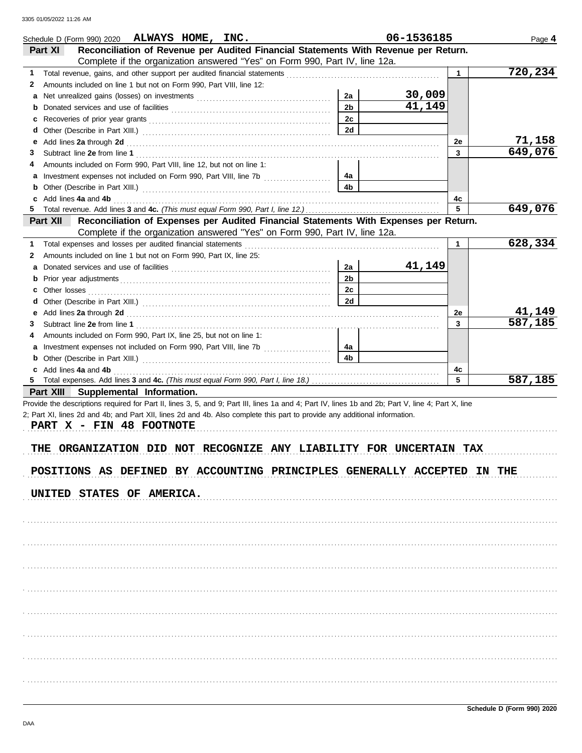Schedule D (Form 990) 2020 **ALWAYS HOME, INC.** **06-1536185** Page **4**

## Part XI Reconciliation of Revenue per Audited Financial Statements With Revenue per Return.

Complete if the organization answered "Yes" on Form 990, Part IV, line 12a.

| | | | | | |
|---|---|---|---|---|---|
| **1** | Total revenue, gains, and other support per audited financial statements | | | 1 | 720,234 |
| **2** | Amounts included on line 1 but not on Form 990, Part VIII, line 12: | | | | |
| **a** | Net unrealized gains (losses) on investments | 2a | 30,009 | | |
| **b** | Donated services and use of facilities | 2b | 41,149 | | |
| **c** | Recoveries of prior year grants | 2c | | | |
| **d** | Other (Describe in Part XIII.) | 2d | | | |
| **e** | Add lines **2a** through **2d** | | | 2e | 71,158 |
| **3** | Subtract line **2e** from line **1** | | | 3 | 649,076 |
| **4** | Amounts included on Form 990, Part VIII, line 12, but not on line 1: | | | | |
| **a** | Investment expenses not included on Form 990, Part VIII, line 7b | 4a | | | |
| **b** | Other (Describe in Part XIII.) | 4b | | | |
| **c** | Add lines **4a** and **4b** | | | 4c | |
| **5** | Total revenue. Add lines **3** and **4c.** *(This must equal Form 990, Part I, line 12.)* | | | 5 | 649,076 |

## Part XII Reconciliation of Expenses per Audited Financial Statements With Expenses per Return.

Complete if the organization answered "Yes" on Form 990, Part IV, line 12a.

| | | | | | |
|---|---|---|---|---|---|
| **1** | Total expenses and losses per audited financial statements | | | 1 | 628,334 |
| **2** | Amounts included on line 1 but not on Form 990, Part IX, line 25: | | | | |
| **a** | Donated services and use of facilities | 2a | 41,149 | | |
| **b** | Prior year adjustments | 2b | | | |
| **c** | Other losses | 2c | | | |
| **d** | Other (Describe in Part XIII.) | 2d | | | |
| **e** | Add lines **2a** through **2d** | | | 2e | 41,149 |
| **3** | Subtract line **2e** from line **1** | | | 3 | 587,185 |
| **4** | Amounts included on Form 990, Part IX, line 25, but not on line 1: | | | | |
| **a** | Investment expenses not included on Form 990, Part VIII, line 7b | 4a | | | |
| **b** | Other (Describe in Part XIII.) | 4b | | | |
| **c** | Add lines **4a** and **4b** | | | 4c | |
| **5** | Total expenses. Add lines **3** and **4c.** *(This must equal Form 990, Part I, line 18.)* | | | 5 | 587,185 |

## Part XIII Supplemental Information.

Provide the descriptions required for Part II, lines 3, 5, and 9; Part III, lines 1a and 4; Part IV, lines 1b and 2b; Part V, line 4; Part X, line 2; Part XI, lines 2d and 4b; and Part XII, lines 2d and 4b. Also complete this part to provide any additional information.

PART X - FIN 48 FOOTNOTE

THE ORGANIZATION DID NOT RECOGNIZE ANY LIABILITY FOR UNCERTAIN TAX POSITIONS AS DEFINED BY ACCOUNTING PRINCIPLES GENERALLY ACCEPTED IN THE UNITED STATES OF AMERICA.

Schedule D (Form 990) 2020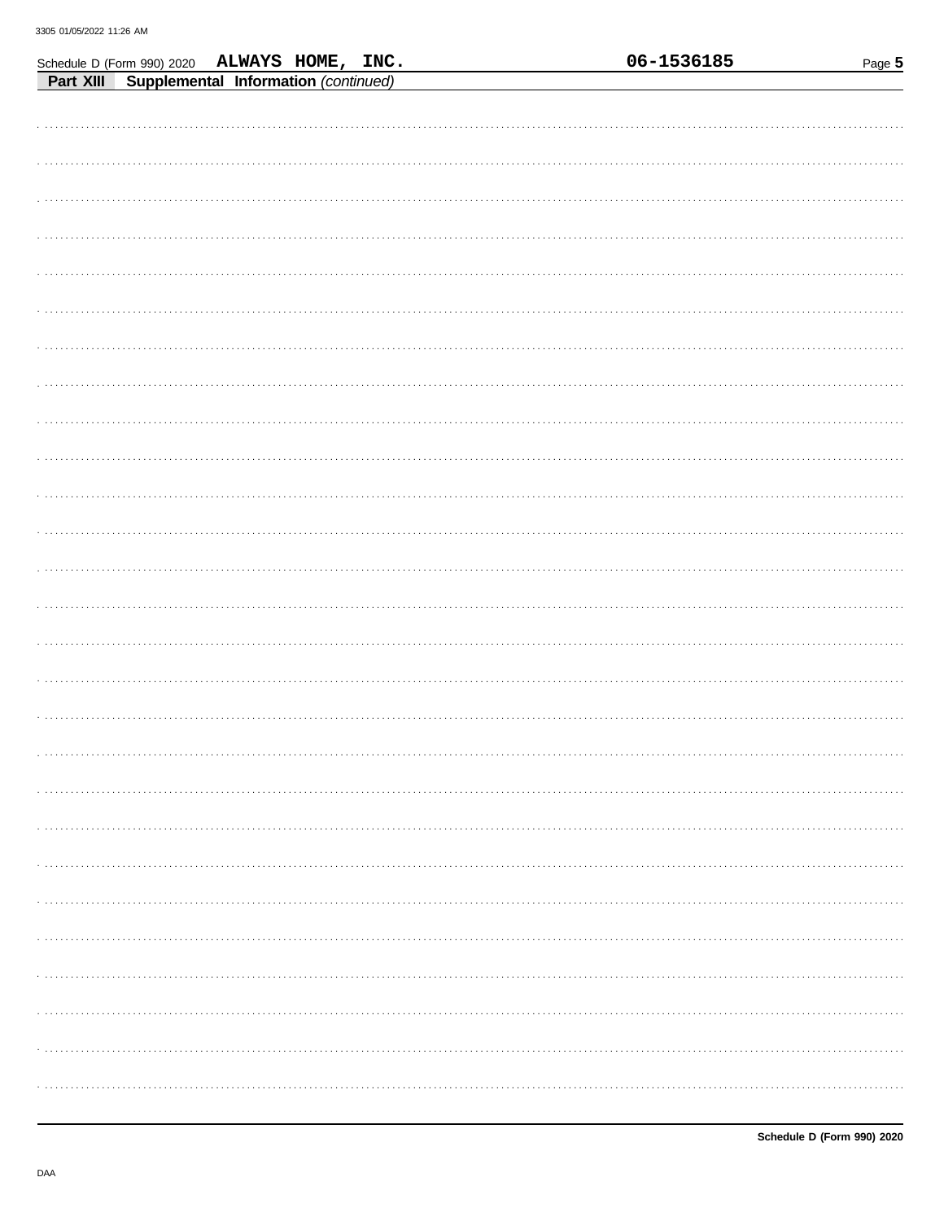Schedule D (Form 990) 2020 ALWAYS HOME, INC. 06-1536185

**Part XIII** **Supplemental Information** *(continued)*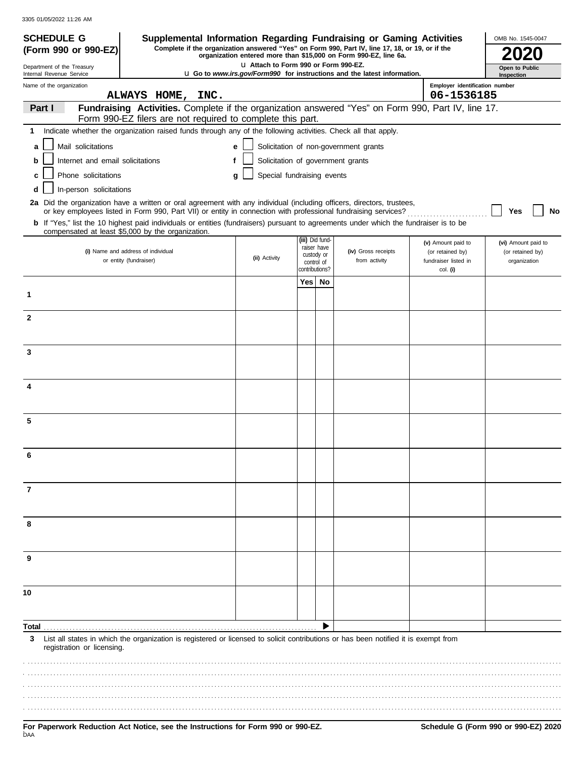3305 01/05/2022 11:26 AM

**SCHEDULE G (Form 990 or 990-EZ)**

Department of the Treasury
Internal Revenue Service

# Supplemental Information Regarding Fundraising or Gaming Activities

**Complete if the organization answered "Yes" on Form 990, Part IV, line 17, 18, or 19, or if the organization entered more than $15,000 on Form 990-EZ, line 6a.**

**u Attach to Form 990 or Form 990-EZ.**

**u Go to *www.irs.gov/Form990* for instructions and the latest information.**

OMB No. 1545-0047

**2020**

**Open to Public Inspection**

Name of the organization: ALWAYS HOME, INC.

Employer identification number: 06-1536185

**Part I** **Fundraising Activities.** Complete if the organization answered "Yes" on Form 990, Part IV, line 17. Form 990-EZ filers are not required to complete this part.

**1** Indicate whether the organization raised funds through any of the following activities. Check all that apply.

- **a** ☐ Mail solicitations
- **b** ☐ Internet and email solicitations
- **c** ☐ Phone solicitations
- **d** ☐ In-person solicitations
- **e** ☐ Solicitation of non-government grants
- **f** ☐ Solicitation of government grants
- **g** ☐ Special fundraising events

**2a** Did the organization have a written or oral agreement with any individual (including officers, directors, trustees, or key employees listed in Form 990, Part VII) or entity in connection with professional fundraising services? ☐ **Yes** ☐ **No**

**b** If "Yes," list the 10 highest paid individuals or entities (fundraisers) pursuant to agreements under which the fundraiser is to be compensated at least $5,000 by the organization.

| | (i) Name and address of individual or entity (fundraiser) | (ii) Activity | (iii) Did fundraiser have custody or control of contributions? Yes | No | (iv) Gross receipts from activity | (v) Amount paid to (or retained by) fundraiser listed in col. (i) | (vi) Amount paid to (or retained by) organization |
|---|---|---|---|---|---|---|---|
| 1 | | | | | | | |
| 2 | | | | | | | |
| 3 | | | | | | | |
| 4 | | | | | | | |
| 5 | | | | | | | |
| 6 | | | | | | | |
| 7 | | | | | | | |
| 8 | | | | | | | |
| 9 | | | | | | | |
| 10 | | | | | | | |
| **Total** | | | | ▶ | | | |

**3** List all states in which the organization is registered or licensed to solicit contributions or has been notified it is exempt from registration or licensing.

**For Paperwork Reduction Act Notice, see the Instructions for Form 990 or 990-EZ.**

DAA

**Schedule G (Form 990 or 990-EZ) 2020**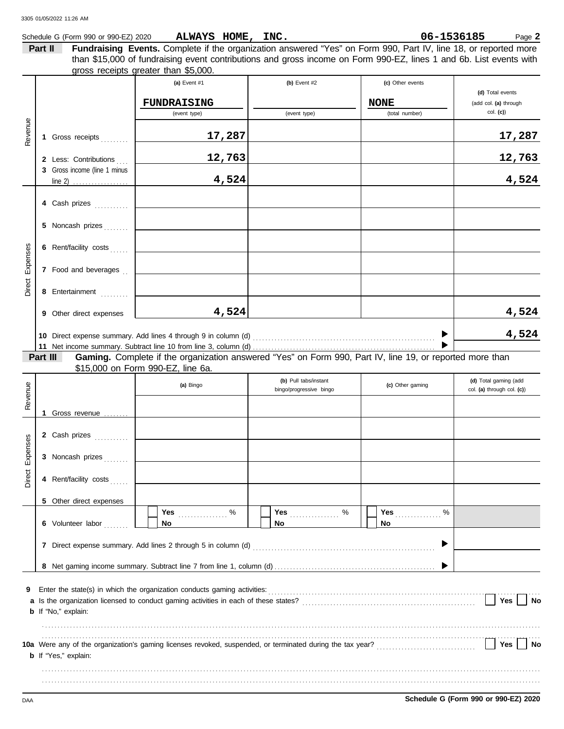Schedule G (Form 990 or 990-EZ) 2020 **ALWAYS HOME, INC.** **06-1536185** Page **2**

**Part II** **Fundraising Events.** Complete if the organization answered "Yes" on Form 990, Part IV, line 18, or reported more than $15,000 of fundraising event contributions and gross income on Form 990-EZ, lines 1 and 6b. List events with gross receipts greater than $5,000.

| | | (a) Event #1 | (b) Event #2 | (c) Other events | (d) Total events (add col. (a) through col. (c)) |
|---|---|---|---|---|---|
| | | **FUNDRAISING** (event type) | (event type) | **NONE** (total number) | |
| Revenue | 1 Gross receipts | 17,287 | | | 17,287 |
| | 2 Less: Contributions | 12,763 | | | 12,763 |
| | 3 Gross income (line 1 minus line 2) | 4,524 | | | 4,524 |
| Direct Expenses | 4 Cash prizes | | | | |
| | 5 Noncash prizes | | | | |
| | 6 Rent/facility costs | | | | |
| | 7 Food and beverages | | | | |
| | 8 Entertainment | | | | |
| | 9 Other direct expenses | 4,524 | | | 4,524 |
| | 10 Direct expense summary. Add lines 4 through 9 in column (d) | | | | 4,524 |
| | 11 Net income summary. Subtract line 10 from line 3, column (d) | | | | |

**Part III** **Gaming.** Complete if the organization answered "Yes" on Form 990, Part IV, line 19, or reported more than $15,000 on Form 990-EZ, line 6a.

| | | (a) Bingo | (b) Pull tabs/instant bingo/progressive bingo | (c) Other gaming | (d) Total gaming (add col. (a) through col. (c)) |
|---|---|---|---|---|---|
| Revenue | 1 Gross revenue | | | | |
| Direct Expenses | 2 Cash prizes | | | | |
| | 3 Noncash prizes | | | | |
| | 4 Rent/facility costs | | | | |
| | 5 Other direct expenses | | | | |
| | 6 Volunteer labor | ☐ Yes ____ % ☐ No | ☐ Yes ____ % ☐ No | ☐ Yes ____ % ☐ No | |
| | 7 Direct expense summary. Add lines 2 through 5 in column (d) | | | | |
| | 8 Net gaming income summary. Subtract line 7 from line 1, column (d) | | | | |

**9** Enter the state(s) in which the organization conducts gaming activities:

**a** Is the organization licensed to conduct gaming activities in each of these states? ☐ Yes ☐ No

**b** If "No," explain:

**10a** Were any of the organization's gaming licenses revoked, suspended, or terminated during the tax year? ☐ Yes ☐ No

**b** If "Yes," explain:

**Schedule G (Form 990 or 990-EZ) 2020**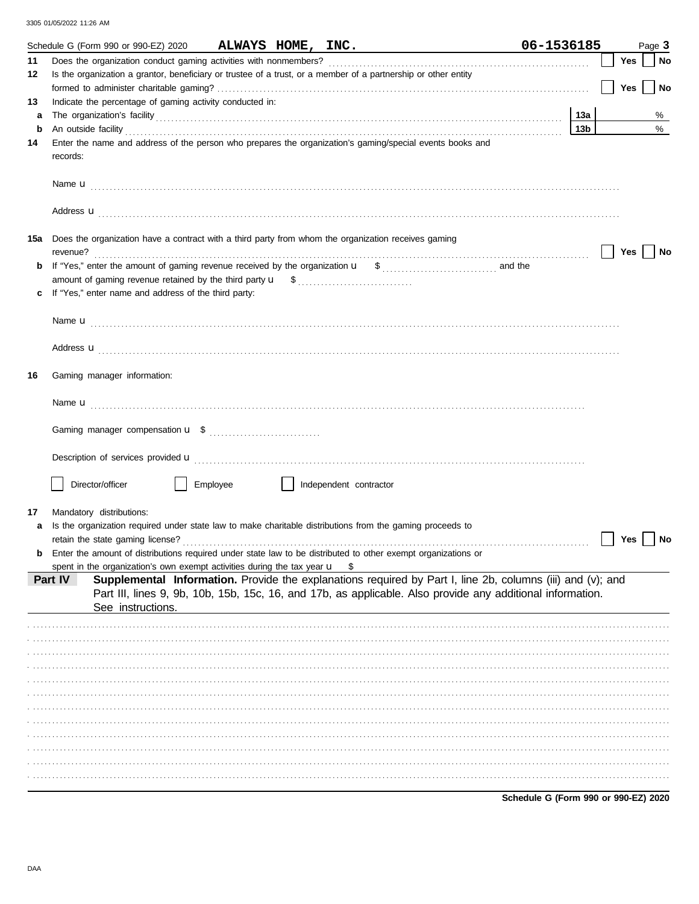3305 01/05/2022 11:26 AM

Schedule G (Form 990 or 990-EZ) 2020 **ALWAYS HOME, INC.** **06-1536185** Page **3**

**11** Does the organization conduct gaming activities with nonmembers? ☐ Yes ☐ No

**12** Is the organization a grantor, beneficiary or trustee of a trust, or a member of a partnership or other entity formed to administer charitable gaming? ☐ Yes ☐ No

**13** Indicate the percentage of gaming activity conducted in:

**a** The organization's facility **13a** %

**b** An outside facility **13b** %

**14** Enter the name and address of the person who prepares the organization's gaming/special events books and records:

Name u

Address u

**15a** Does the organization have a contract with a third party from whom the organization receives gaming revenue? ☐ Yes ☐ No

**b** If "Yes," enter the amount of gaming revenue received by the organization u $ ............ and the amount of gaming revenue retained by the third party u $ ............

**c** If "Yes," enter name and address of the third party:

Name u

Address u

**16** Gaming manager information:

Name u

Gaming manager compensation u $

Description of services provided u

☐ Director/officer ☐ Employee ☐ Independent contractor

**17** Mandatory distributions:

**a** Is the organization required under state law to make charitable distributions from the gaming proceeds to retain the state gaming license? ☐ Yes ☐ No

**b** Enter the amount of distributions required under state law to be distributed to other exempt organizations or spent in the organization's own exempt activities during the tax year u $

**Part IV** **Supplemental Information.** Provide the explanations required by Part I, line 2b, columns (iii) and (v); and Part III, lines 9, 9b, 10b, 15b, 15c, 16, and 17b, as applicable. Also provide any additional information. See instructions.

**Schedule G (Form 990 or 990-EZ) 2020**

DAA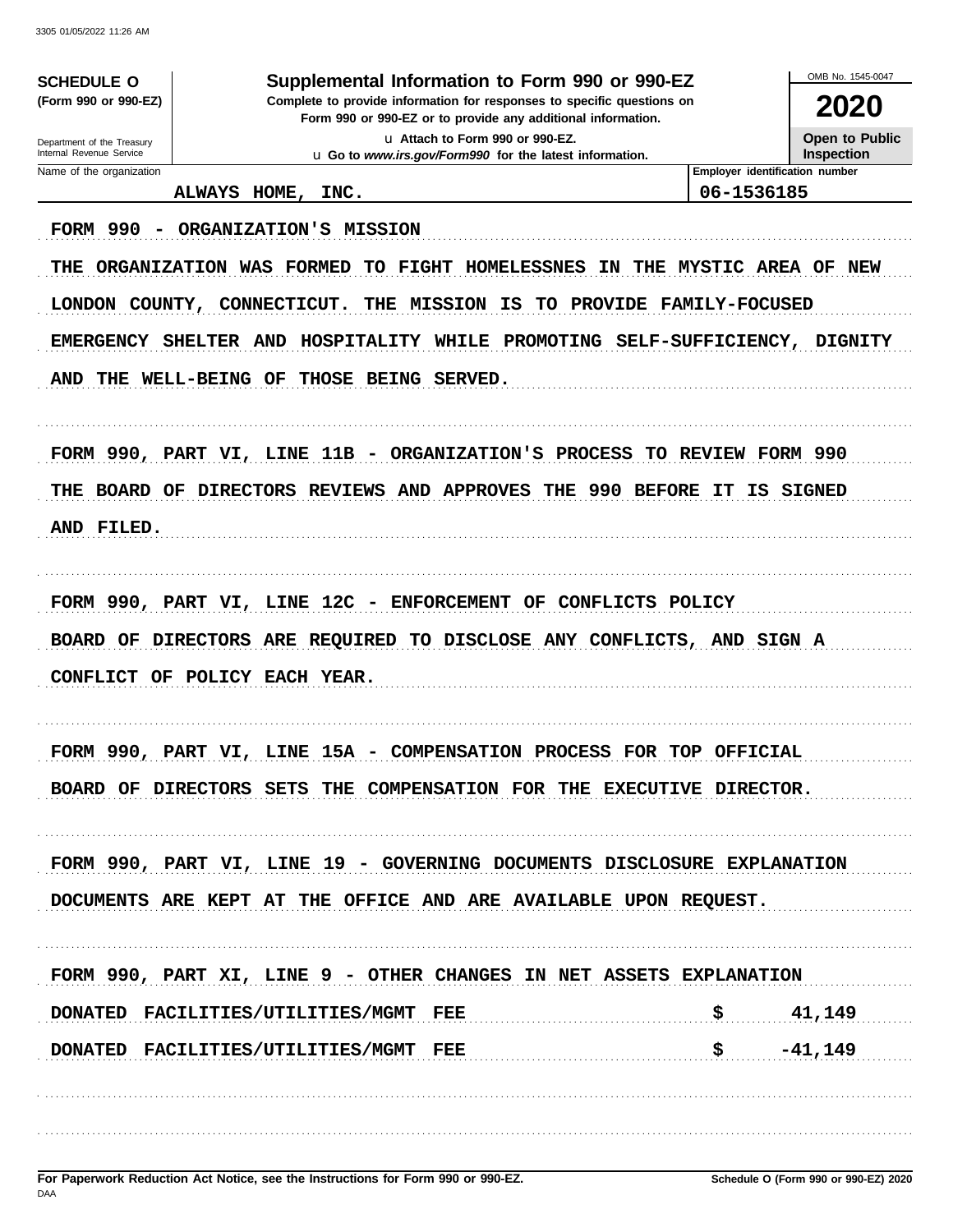**SCHEDULE O**
**(Form 990 or 990-EZ)**

Department of the Treasury
Internal Revenue Service

# Supplemental Information to Form 990 or 990-EZ

**Complete to provide information for responses to specific questions on Form 990 or 990-EZ or to provide any additional information.**

u Attach to Form 990 or 990-EZ.
u Go to *www.irs.gov/Form990* for the latest information.

OMB No. 1545-0047

**2020**

**Open to Public Inspection**

Name of the organization: ALWAYS HOME, INC.

Employer identification number: 06-1536185

FORM 990 - ORGANIZATION'S MISSION

THE ORGANIZATION WAS FORMED TO FIGHT HOMELESSNES IN THE MYSTIC AREA OF NEW LONDON COUNTY, CONNECTICUT. THE MISSION IS TO PROVIDE FAMILY-FOCUSED EMERGENCY SHELTER AND HOSPITALITY WHILE PROMOTING SELF-SUFFICIENCY, DIGNITY AND THE WELL-BEING OF THOSE BEING SERVED.

FORM 990, PART VI, LINE 11B - ORGANIZATION'S PROCESS TO REVIEW FORM 990

THE BOARD OF DIRECTORS REVIEWS AND APPROVES THE 990 BEFORE IT IS SIGNED AND FILED.

FORM 990, PART VI, LINE 12C - ENFORCEMENT OF CONFLICTS POLICY

BOARD OF DIRECTORS ARE REQUIRED TO DISCLOSE ANY CONFLICTS, AND SIGN A CONFLICT OF POLICY EACH YEAR.

FORM 990, PART VI, LINE 15A - COMPENSATION PROCESS FOR TOP OFFICIAL

BOARD OF DIRECTORS SETS THE COMPENSATION FOR THE EXECUTIVE DIRECTOR.

FORM 990, PART VI, LINE 19 - GOVERNING DOCUMENTS DISCLOSURE EXPLANATION

DOCUMENTS ARE KEPT AT THE OFFICE AND ARE AVAILABLE UPON REQUEST.

FORM 990, PART XI, LINE 9 - OTHER CHANGES IN NET ASSETS EXPLANATION

| | |
|---|---|
| DONATED FACILITIES/UTILITIES/MGMT FEE | $ 41,149 |
| DONATED FACILITIES/UTILITIES/MGMT FEE | $ -41,149 |

For Paperwork Reduction Act Notice, see the Instructions for Form 990 or 990-EZ.

Schedule O (Form 990 or 990-EZ) 2020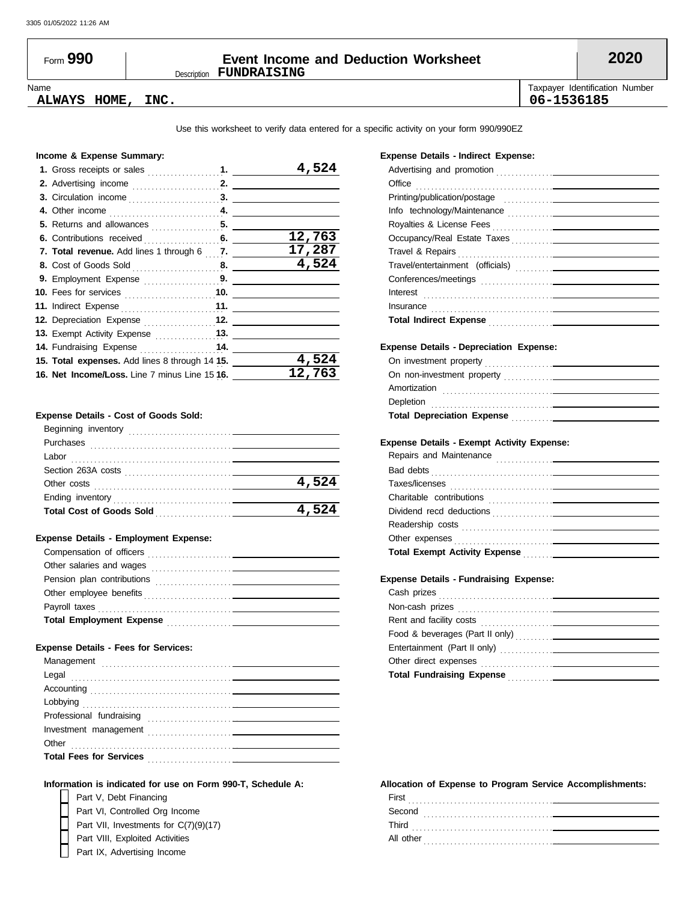# Form 990 — Event Income and Deduction Worksheet — 2020

Description **FUNDRAISING**

Name: **ALWAYS HOME, INC.**

Taxpayer Identification Number: **06-1536185**

Use this worksheet to verify data entered for a specific activity on your form 990/990EZ

### Income & Expense Summary:

| | | |
|---|---|---|
| **1.** Gross receipts or sales | 1. | 4,524 |
| **2.** Advertising income | 2. | |
| **3.** Circulation income | 3. | |
| **4.** Other income | 4. | |
| **5.** Returns and allowances | 5. | |
| **6.** Contributions received | 6. | 12,763 |
| **7. Total revenue.** Add lines 1 through 6 | 7. | 17,287 |
| **8.** Cost of Goods Sold | 8. | 4,524 |
| **9.** Employment Expense | 9. | |
| **10.** Fees for services | 10. | |
| **11.** Indirect Expense | 11. | |
| **12.** Depreciation Expense | 12. | |
| **13.** Exempt Activity Expense | 13. | |
| **14.** Fundraising Expense | 14. | |
| **15. Total expenses.** Add lines 8 through 14 | 15. | 4,524 |
| **16. Net Income/Loss.** Line 7 minus Line 15 | 16. | 12,763 |

### Expense Details - Cost of Goods Sold:

| | |
|---|---|
| Beginning inventory | |
| Purchases | |
| Labor | |
| Section 263A costs | |
| Other costs | 4,524 |
| Ending inventory | |
| **Total Cost of Goods Sold** | 4,524 |

### Expense Details - Employment Expense:

| | |
|---|---|
| Compensation of officers | |
| Other salaries and wages | |
| Pension plan contributions | |
| Other employee benefits | |
| Payroll taxes | |
| **Total Employment Expense** | |

### Expense Details - Fees for Services:

| | |
|---|---|
| Management | |
| Legal | |
| Accounting | |
| Lobbying | |
| Professional fundraising | |
| Investment management | |
| Other | |
| **Total Fees for Services** | |

### Expense Details - Indirect Expense:

| | |
|---|---|
| Advertising and promotion | |
| Office | |
| Printing/publication/postage | |
| Info technology/Maintenance | |
| Royalties & License Fees | |
| Occupancy/Real Estate Taxes | |
| Travel & Repairs | |
| Travel/entertainment (officials) | |
| Conferences/meetings | |
| Interest | |
| Insurance | |
| **Total Indirect Expense** | |

### Expense Details - Depreciation Expense:

| | |
|---|---|
| On investment property | |
| On non-investment property | |
| Amortization | |
| Depletion | |
| **Total Depreciation Expense** | |

### Expense Details - Exempt Activity Expense:

| | |
|---|---|
| Repairs and Maintenance | |
| Bad debts | |
| Taxes/licenses | |
| Charitable contributions | |
| Dividend recd deductions | |
| Readership costs | |
| Other expenses | |
| **Total Exempt Activity Expense** | |

### Expense Details - Fundraising Expense:

| | |
|---|---|
| Cash prizes | |
| Non-cash prizes | |
| Rent and facility costs | |
| Food & beverages (Part II only) | |
| Entertainment (Part II only) | |
| Other direct expenses | |
| **Total Fundraising Expense** | |

### Information is indicated for use on Form 990-T, Schedule A:

- [ ] Part V, Debt Financing
- [ ] Part VI, Controlled Org Income
- [ ] Part VII, Investments for C(7)(9)(17)
- [ ] Part VIII, Exploited Activities
- [ ] Part IX, Advertising Income

### Allocation of Expense to Program Service Accomplishments:

| | |
|---|---|
| First | |
| Second | |
| Third | |
| All other | |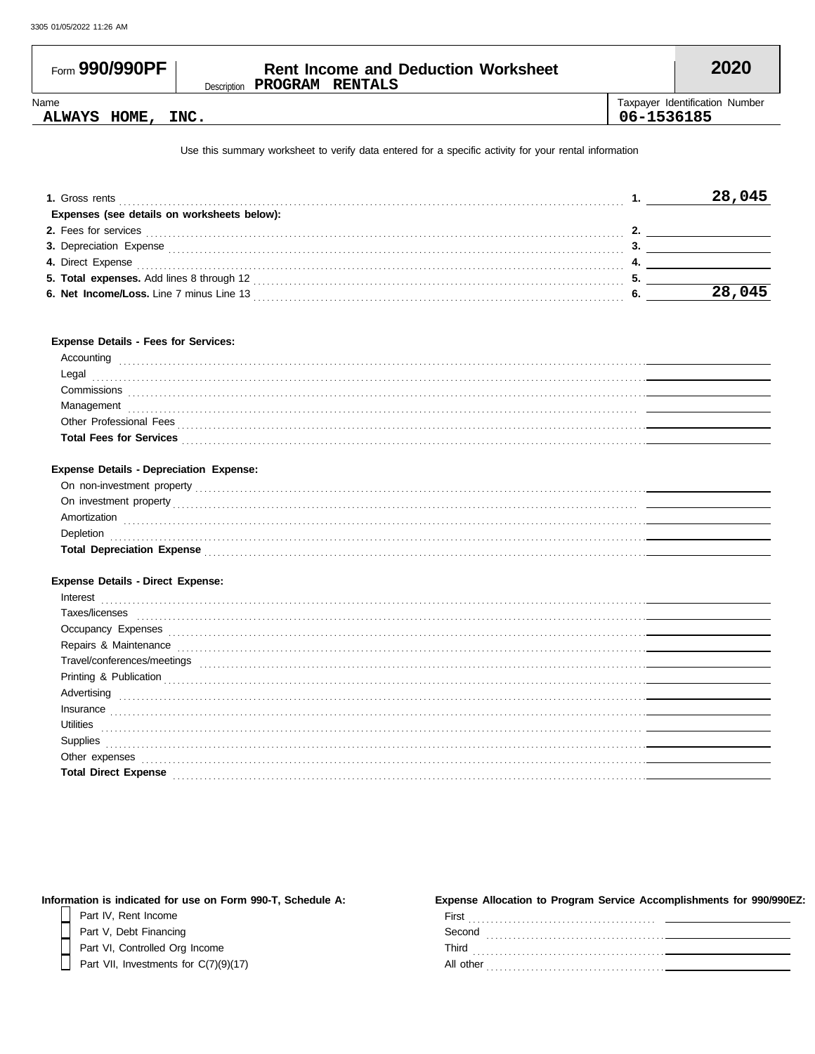3305 01/05/2022 11:26 AM

# Form 990/990PF — Rent Income and Deduction Worksheet — 2020

Description **PROGRAM RENTALS**

| Name | Taxpayer Identification Number |
|---|---|
| **ALWAYS HOME, INC.** | **06-1536185** |

Use this summary worksheet to verify data entered for a specific activity for your rental information

| | | |
|---|---|---|
| **1.** Gross rents | **1.** | **28,045** |
| **Expenses (see details on worksheets below):** | | |
| **2.** Fees for services | **2.** | |
| **3.** Depreciation Expense | **3.** | |
| **4.** Direct Expense | **4.** | |
| **5. Total expenses.** Add lines 8 through 12 | **5.** | |
| **6. Net Income/Loss.** Line 7 minus Line 13 | **6.** | **28,045** |

**Expense Details - Fees for Services:**

| | |
|---|---|
| Accounting | |
| Legal | |
| Commissions | |
| Management | |
| Other Professional Fees | |
| **Total Fees for Services** | |

**Expense Details - Depreciation Expense:**

| | |
|---|---|
| On non-investment property | |
| On investment property | |
| Amortization | |
| Depletion | |
| **Total Depreciation Expense** | |

**Expense Details - Direct Expense:**

| | |
|---|---|
| Interest | |
| Taxes/licenses | |
| Occupancy Expenses | |
| Repairs & Maintenance | |
| Travel/conferences/meetings | |
| Printing & Publication | |
| Advertising | |
| Insurance | |
| Utilities | |
| Supplies | |
| Other expenses | |
| **Total Direct Expense** | |

**Information is indicated for use on Form 990-T, Schedule A:**

- ☐ Part IV, Rent Income
- ☐ Part V, Debt Financing
- ☐ Part VI, Controlled Org Income
- ☐ Part VII, Investments for C(7)(9)(17)

**Expense Allocation to Program Service Accomplishments for 990/990EZ:**

| | |
|---|---|
| First | |
| Second | |
| Third | |
| All other | |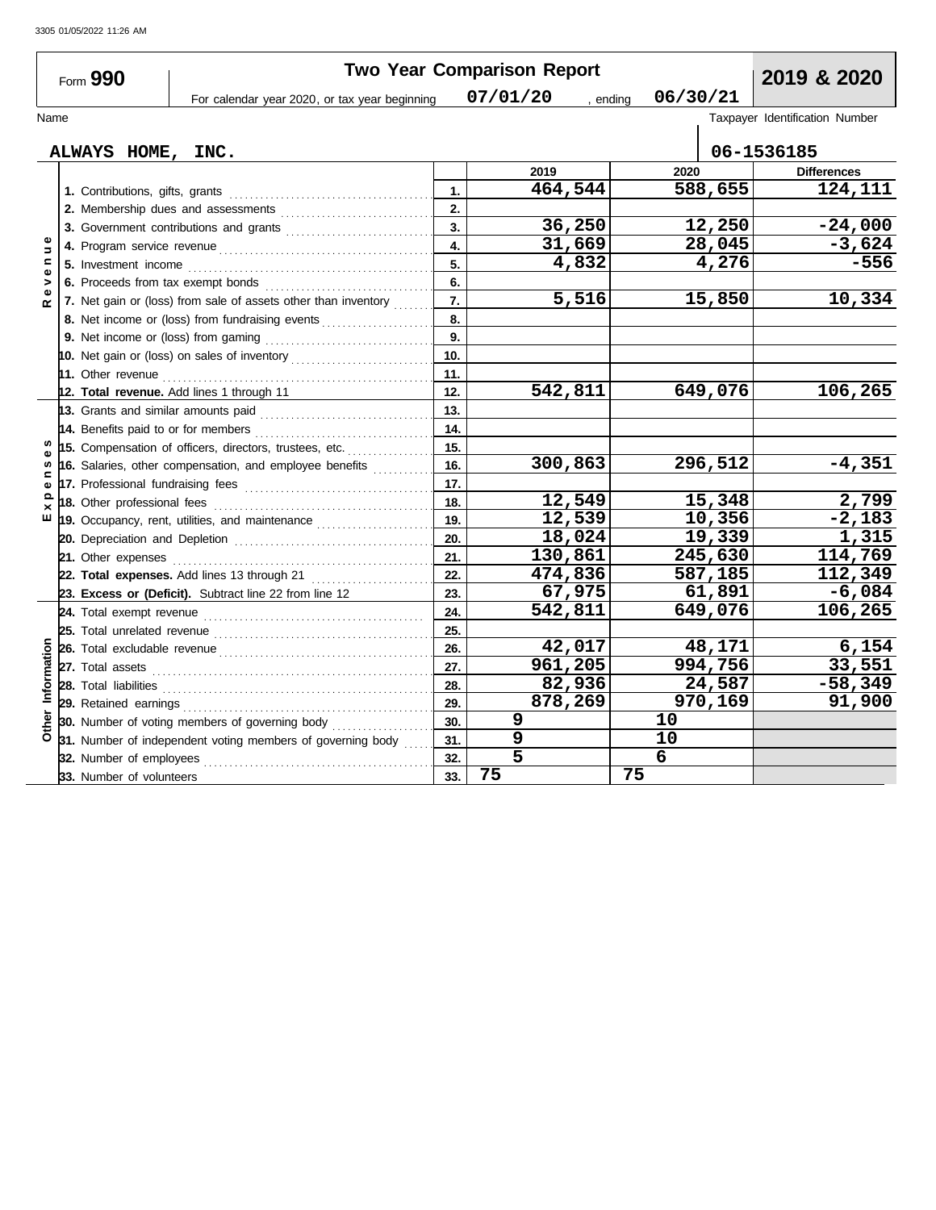3305 01/05/2022 11:26 AM

# Form 990 — Two Year Comparison Report — 2019 & 2020

For calendar year 2020, or tax year beginning 07/01/20 , ending 06/30/21

Name: ALWAYS HOME, INC.

Taxpayer Identification Number: 06-1536185

| Section | Line | | 2019 | 2020 | Differences |
|---|---|---|---|---|---|
| Revenue | 1. Contributions, gifts, grants | 1. | 464,544 | 588,655 | 124,111 |
| | 2. Membership dues and assessments | 2. | | | |
| | 3. Government contributions and grants | 3. | 36,250 | 12,250 | -24,000 |
| | 4. Program service revenue | 4. | 31,669 | 28,045 | -3,624 |
| | 5. Investment income | 5. | 4,832 | 4,276 | -556 |
| | 6. Proceeds from tax exempt bonds | 6. | | | |
| | 7. Net gain or (loss) from sale of assets other than inventory | 7. | 5,516 | 15,850 | 10,334 |
| | 8. Net income or (loss) from fundraising events | 8. | | | |
| | 9. Net income or (loss) from gaming | 9. | | | |
| | 10. Net gain or (loss) on sales of inventory | 10. | | | |
| | 11. Other revenue | 11. | | | |
| | 12. **Total revenue.** Add lines 1 through 11 | 12. | 542,811 | 649,076 | 106,265 |
| Expenses | 13. Grants and similar amounts paid | 13. | | | |
| | 14. Benefits paid to or for members | 14. | | | |
| | 15. Compensation of officers, directors, trustees, etc. | 15. | | | |
| | 16. Salaries, other compensation, and employee benefits | 16. | 300,863 | 296,512 | -4,351 |
| | 17. Professional fundraising fees | 17. | | | |
| | 18. Other professional fees | 18. | 12,549 | 15,348 | 2,799 |
| | 19. Occupancy, rent, utilities, and maintenance | 19. | 12,539 | 10,356 | -2,183 |
| | 20. Depreciation and Depletion | 20. | 18,024 | 19,339 | 1,315 |
| | 21. Other expenses | 21. | 130,861 | 245,630 | 114,769 |
| | 22. **Total expenses.** Add lines 13 through 21 | 22. | 474,836 | 587,185 | 112,349 |
| | 23. **Excess or (Deficit).** Subtract line 22 from line 12 | 23. | 67,975 | 61,891 | -6,084 |
| Other Information | 24. Total exempt revenue | 24. | 542,811 | 649,076 | 106,265 |
| | 25. Total unrelated revenue | 25. | | | |
| | 26. Total excludable revenue | 26. | 42,017 | 48,171 | 6,154 |
| | 27. Total assets | 27. | 961,205 | 994,756 | 33,551 |
| | 28. Total liabilities | 28. | 82,936 | 24,587 | -58,349 |
| | 29. Retained earnings | 29. | 878,269 | 970,169 | 91,900 |
| | 30. Number of voting members of governing body | 30. | 9 | 10 | |
| | 31. Number of independent voting members of governing body | 31. | 9 | 10 | |
| | 32. Number of employees | 32. | 5 | 6 | |
| | 33. Number of volunteers | 33. | 75 | 75 | |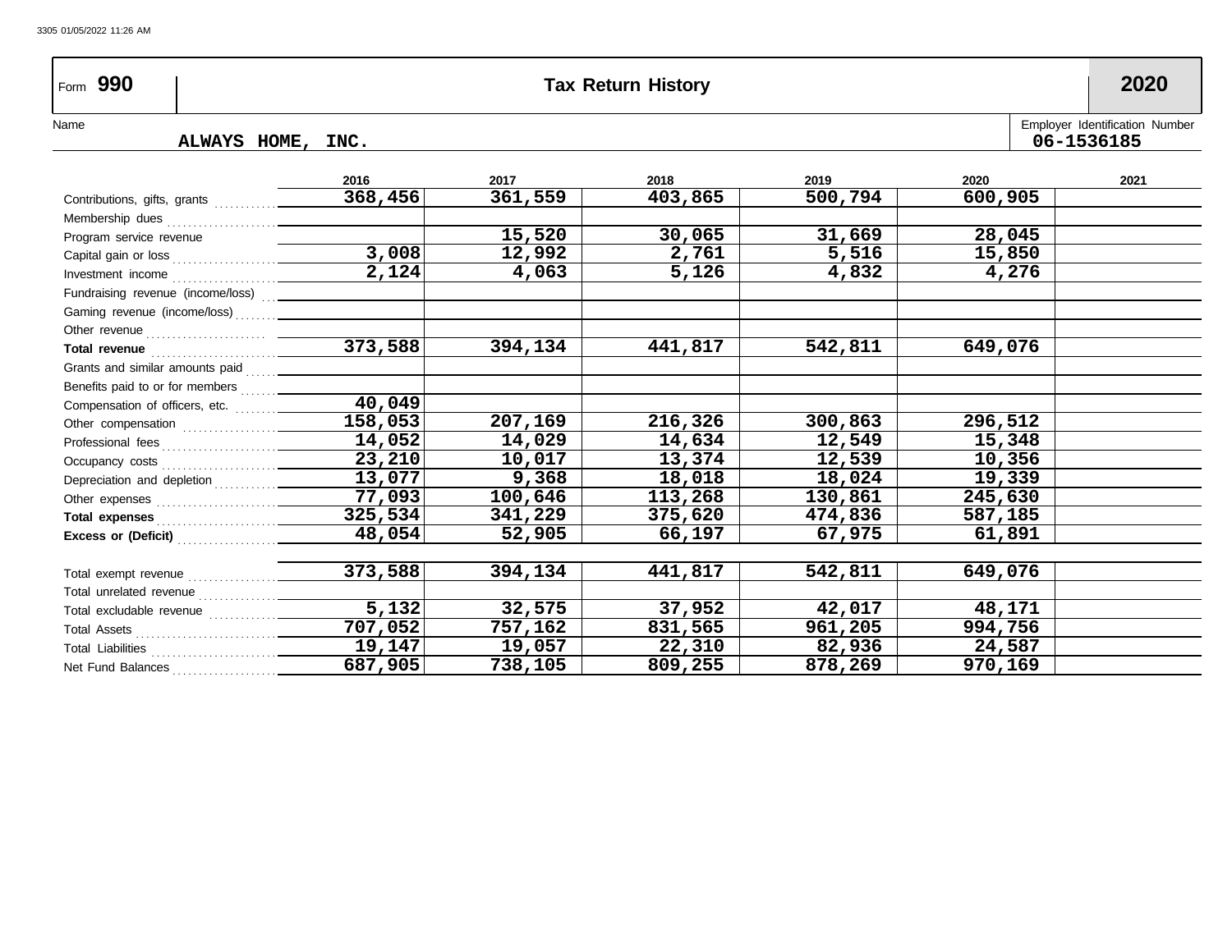Form **990** | **Tax Return History** | **2020**

Name: ALWAYS HOME, INC.

Employer Identification Number: 06-1536185

| | 2016 | 2017 | 2018 | 2019 | 2020 | 2021 |
|---|---|---|---|---|---|---|
| Contributions, gifts, grants | 368,456 | 361,559 | 403,865 | 500,794 | 600,905 | |
| Membership dues | | | | | | |
| Program service revenue | | 15,520 | 30,065 | 31,669 | 28,045 | |
| Capital gain or loss | 3,008 | 12,992 | 2,761 | 5,516 | 15,850 | |
| Investment income | 2,124 | 4,063 | 5,126 | 4,832 | 4,276 | |
| Fundraising revenue (income/loss) | | | | | | |
| Gaming revenue (income/loss) | | | | | | |
| Other revenue | | | | | | |
| **Total revenue** | 373,588 | 394,134 | 441,817 | 542,811 | 649,076 | |
| Grants and similar amounts paid | | | | | | |
| Benefits paid to or for members | | | | | | |
| Compensation of officers, etc. | 40,049 | | | | | |
| Other compensation | 158,053 | 207,169 | 216,326 | 300,863 | 296,512 | |
| Professional fees | 14,052 | 14,029 | 14,634 | 12,549 | 15,348 | |
| Occupancy costs | 23,210 | 10,017 | 13,374 | 12,539 | 10,356 | |
| Depreciation and depletion | 13,077 | 9,368 | 18,018 | 18,024 | 19,339 | |
| Other expenses | 77,093 | 100,646 | 113,268 | 130,861 | 245,630 | |
| **Total expenses** | 325,534 | 341,229 | 375,620 | 474,836 | 587,185 | |
| **Excess or (Deficit)** | 48,054 | 52,905 | 66,197 | 67,975 | 61,891 | |
| | | | | | | |
| Total exempt revenue | 373,588 | 394,134 | 441,817 | 542,811 | 649,076 | |
| Total unrelated revenue | | | | | | |
| Total excludable revenue | 5,132 | 32,575 | 37,952 | 42,017 | 48,171 | |
| Total Assets | 707,052 | 757,162 | 831,565 | 961,205 | 994,756 | |
| Total Liabilities | 19,147 | 19,057 | 22,310 | 82,936 | 24,587 | |
| Net Fund Balances | 687,905 | 738,105 | 809,255 | 878,269 | 970,169 | |